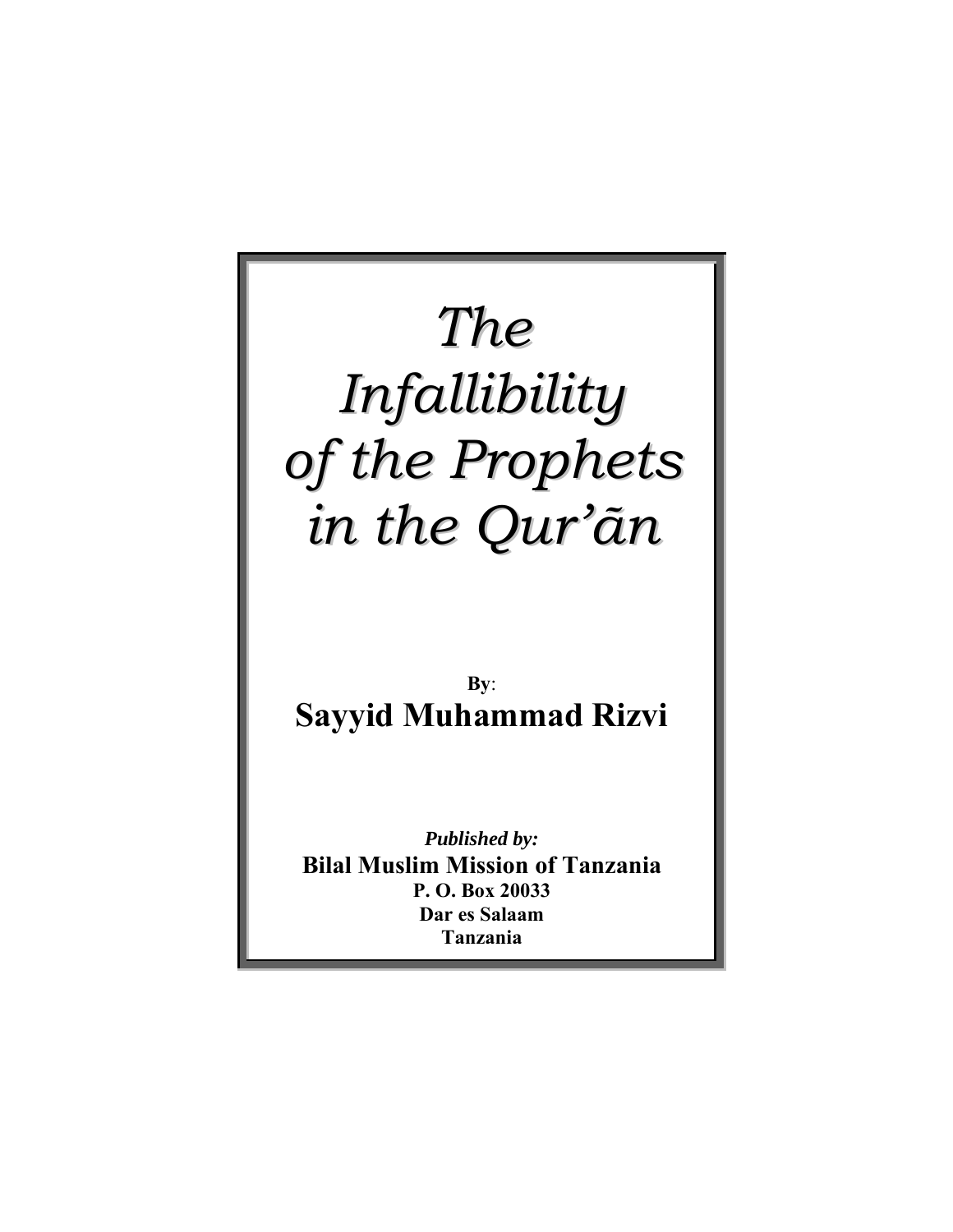# *The Infallibility of the Prophets in the Qur'ãn*

**By**:

**Sayyid Muhammad Rizvi**

***Published by:***

**Bilal Muslim Mission of Tanzania**

**P. O. Box 20033**

**Dar es Salaam**

**Tanzania**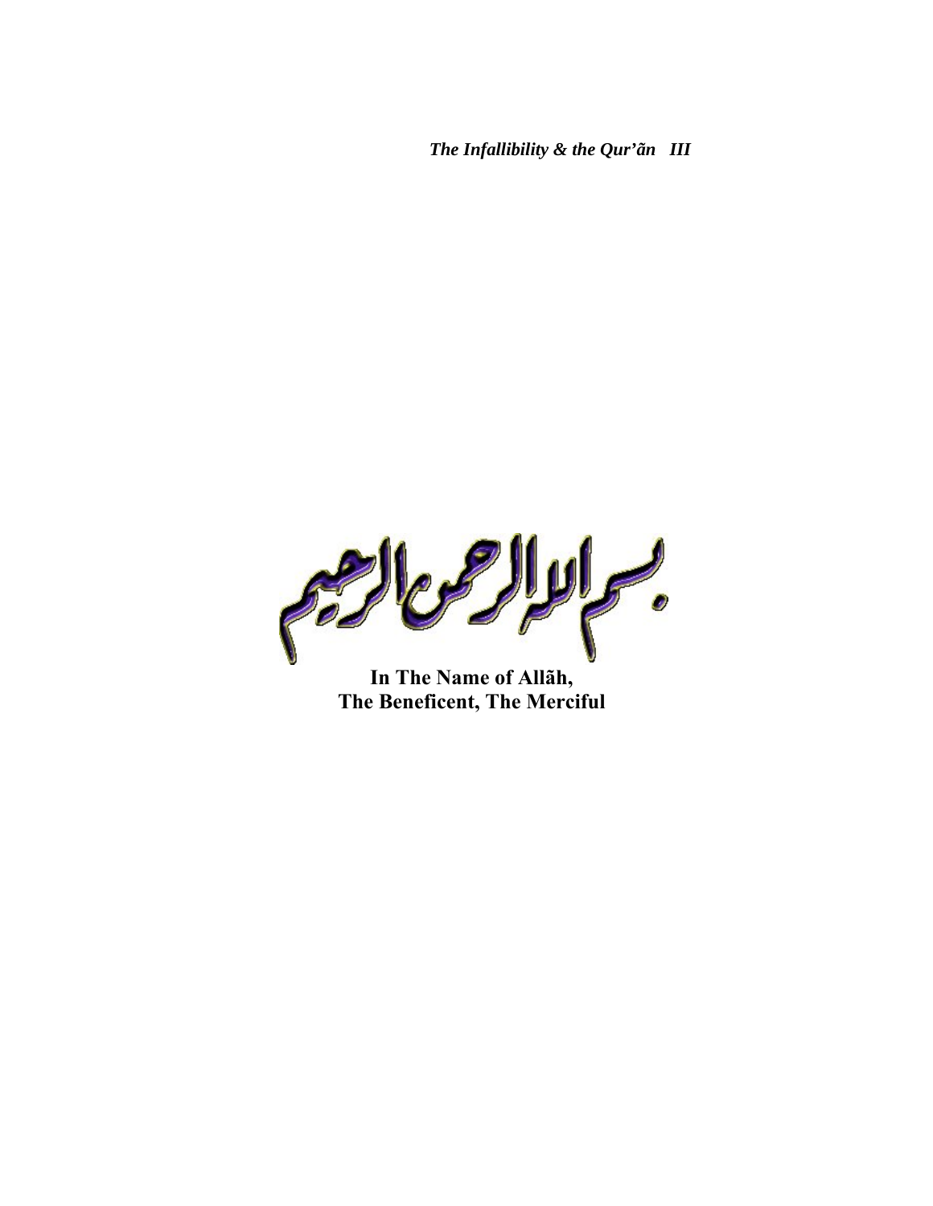بسم الله الرحمن الرحيم

**In The Name of Allãh,**
**The Beneficent, The Merciful**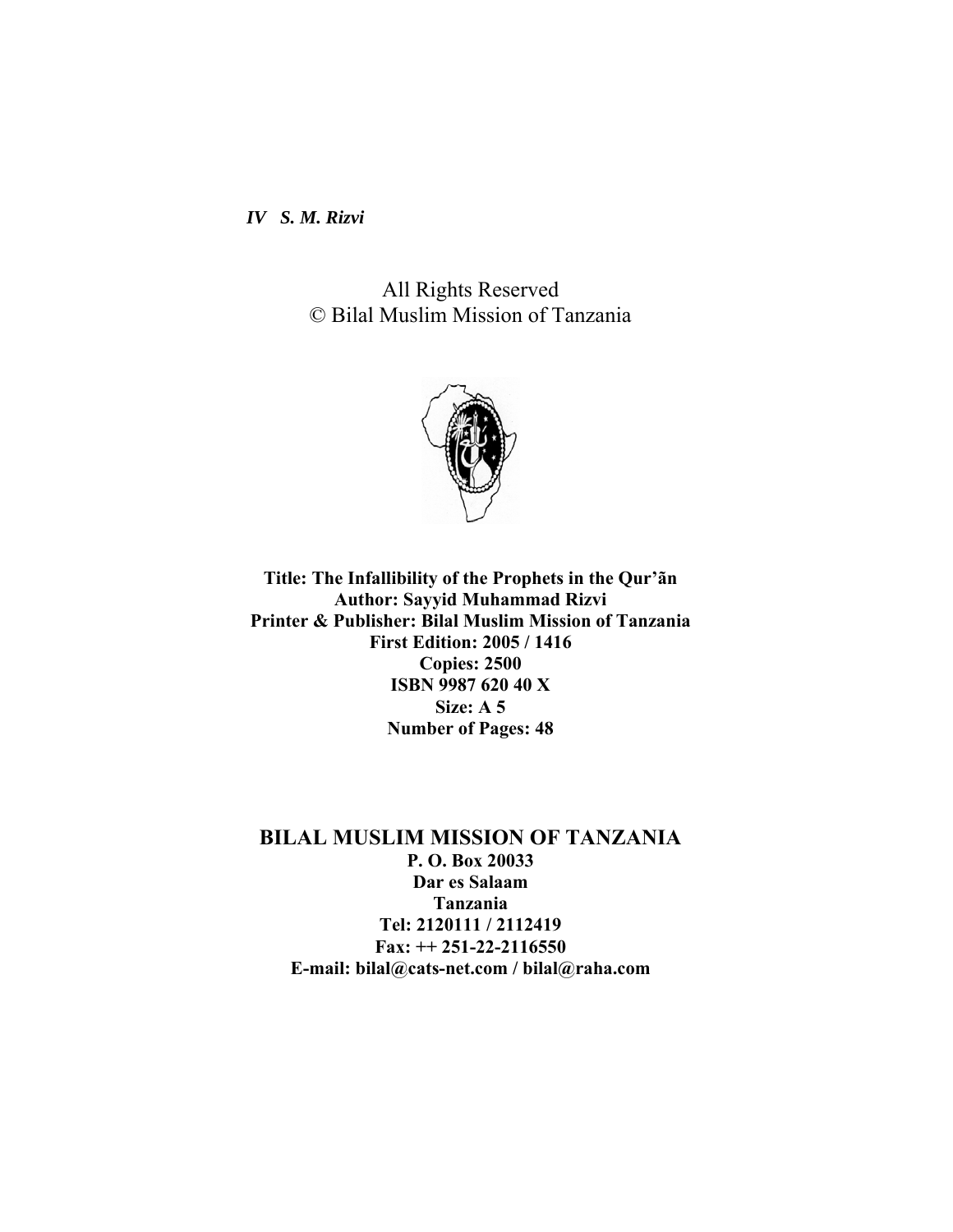All Rights Reserved
© Bilal Muslim Mission of Tanzania

**Title: The Infallibility of the Prophets in the Qur'ãn**
**Author: Sayyid Muhammad Rizvi**
**Printer & Publisher: Bilal Muslim Mission of Tanzania**
**First Edition: 2005 / 1416**
**Copies: 2500**
**ISBN 9987 620 40 X**
**Size: A 5**
**Number of Pages: 48**

## BILAL MUSLIM MISSION OF TANZANIA

**P. O. Box 20033**
**Dar es Salaam**
**Tanzania**
**Tel: 2120111 / 2112419**
**Fax: ++ 251-22-2116550**
**E-mail: bilal@cats-net.com / bilal@raha.com**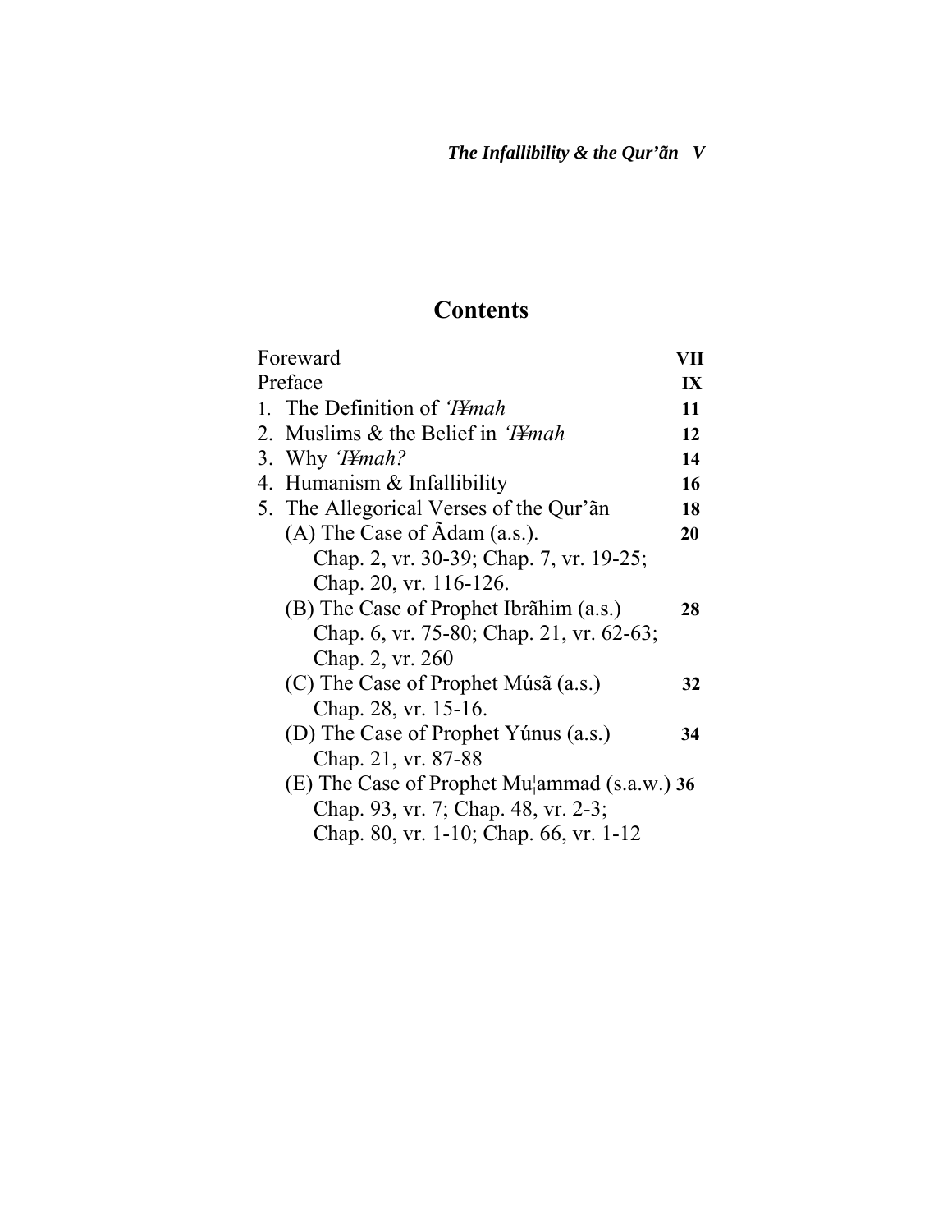# Contents

| | |
|---|---|
| Foreward | **VII** |
| Preface | **IX** |
| 1. The Definition of *'I¥mah* | **11** |
| 2. Muslims & the Belief in *'I¥mah* | **12** |
| 3. Why *'I¥mah?* | **14** |
| 4. Humanism & Infallibility | **16** |
| 5. The Allegorical Verses of the Qur'ãn | **18** |
| (A) The Case of Ãdam (a.s.). Chap. 2, vr. 30-39; Chap. 7, vr. 19-25; Chap. 20, vr. 116-126. | **20** |
| (B) The Case of Prophet Ibrãhim (a.s.) Chap. 6, vr. 75-80; Chap. 21, vr. 62-63; Chap. 2, vr. 260 | **28** |
| (C) The Case of Prophet Músã (a.s.) Chap. 28, vr. 15-16. | **32** |
| (D) The Case of Prophet Yúnus (a.s.) Chap. 21, vr. 87-88 | **34** |
| (E) The Case of Prophet Mu¦ammad (s.a.w.) Chap. 93, vr. 7; Chap. 48, vr. 2-3; Chap. 80, vr. 1-10; Chap. 66, vr. 1-12 | **36** |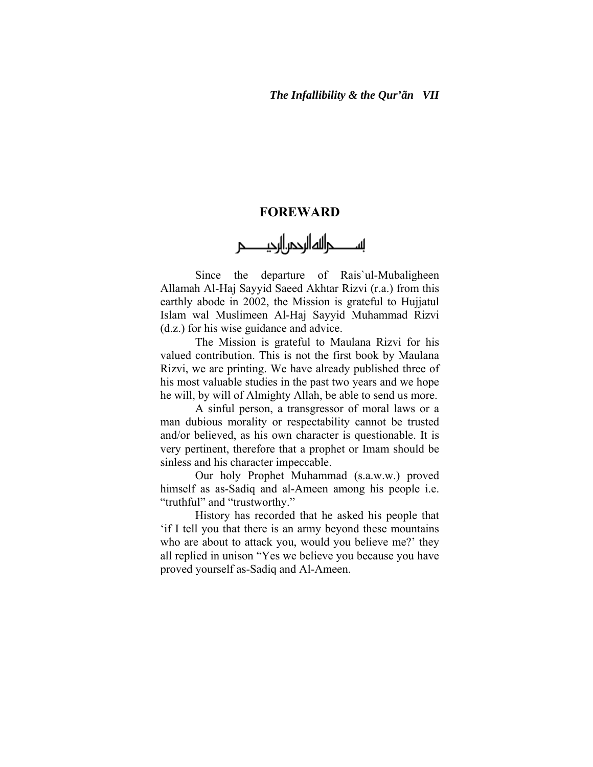# FOREWARD

بسم الله الرحمن الرحيم

Since the departure of Rais`ul-Mubaligheen Allamah Al-Haj Sayyid Saeed Akhtar Rizvi (r.a.) from this earthly abode in 2002, the Mission is grateful to Hujjatul Islam wal Muslimeen Al-Haj Sayyid Muhammad Rizvi (d.z.) for his wise guidance and advice.

The Mission is grateful to Maulana Rizvi for his valued contribution. This is not the first book by Maulana Rizvi, we are printing. We have already published three of his most valuable studies in the past two years and we hope he will, by will of Almighty Allah, be able to send us more.

A sinful person, a transgressor of moral laws or a man dubious morality or respectability cannot be trusted and/or believed, as his own character is questionable. It is very pertinent, therefore that a prophet or Imam should be sinless and his character impeccable.

Our holy Prophet Muhammad (s.a.w.w.) proved himself as as-Sadiq and al-Ameen among his people i.e. "truthful" and "trustworthy."

History has recorded that he asked his people that 'if I tell you that there is an army beyond these mountains who are about to attack you, would you believe me?' they all replied in unison "Yes we believe you because you have proved yourself as-Sadiq and Al-Ameen.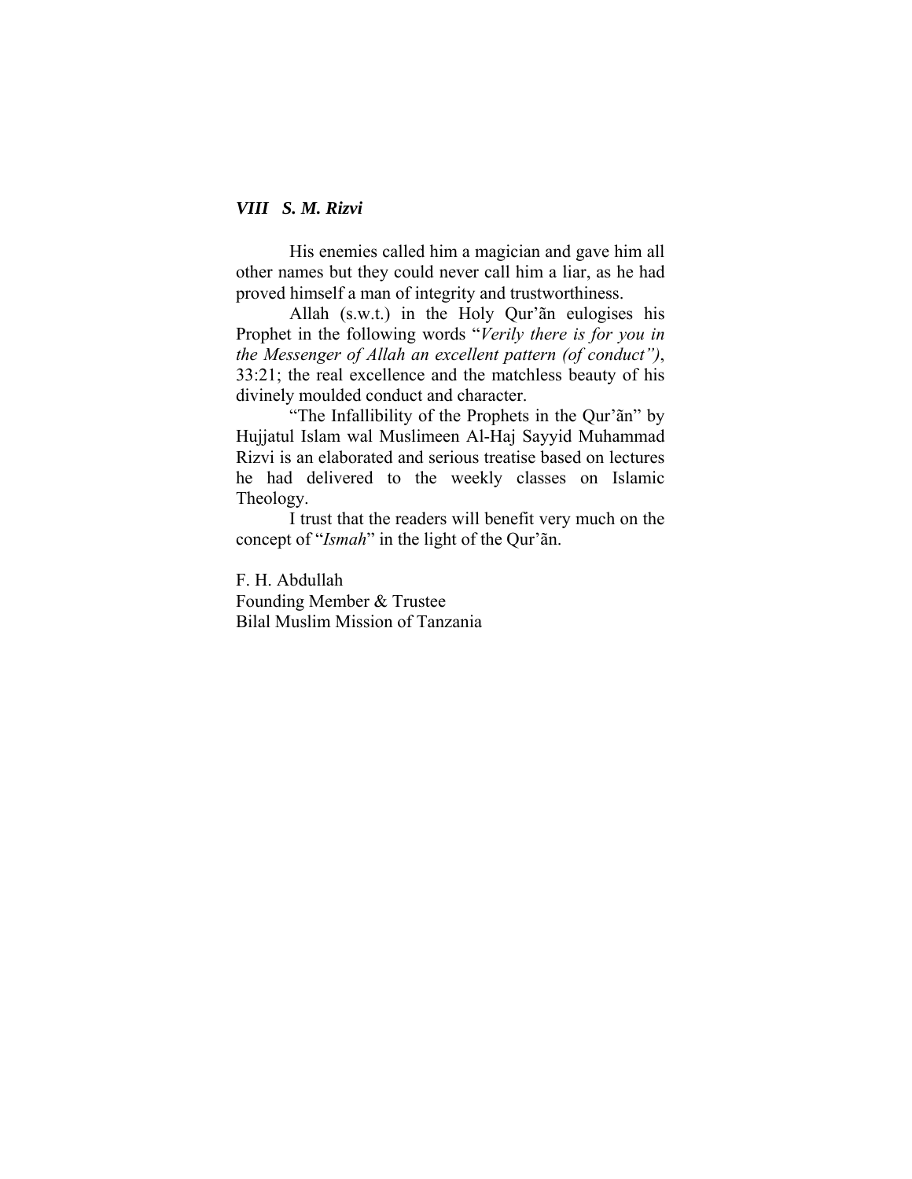His enemies called him a magician and gave him all other names but they could never call him a liar, as he had proved himself a man of integrity and trustworthiness.

Allah (s.w.t.) in the Holy Qur'ãn eulogises his Prophet in the following words "*Verily there is for you in the Messenger of Allah an excellent pattern (of conduct")*, 33:21; the real excellence and the matchless beauty of his divinely moulded conduct and character.

"The Infallibility of the Prophets in the Qur'ãn" by Hujjatul Islam wal Muslimeen Al-Haj Sayyid Muhammad Rizvi is an elaborated and serious treatise based on lectures he had delivered to the weekly classes on Islamic Theology.

I trust that the readers will benefit very much on the concept of "*Ismah*" in the light of the Qur'ãn.

F. H. Abdullah
Founding Member & Trustee
Bilal Muslim Mission of Tanzania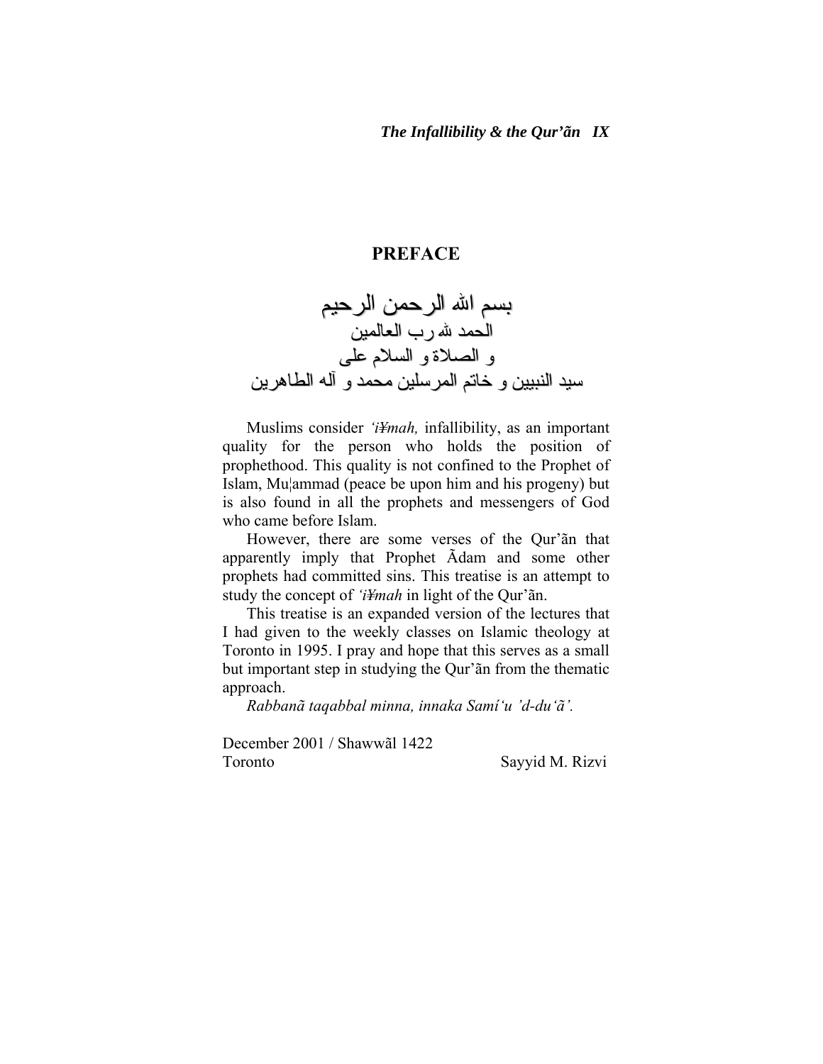## PREFACE

بسم الله الرحمن الرحيم
الحمد لله رب العالمين
و الصلاة و السلام على
سيد النبيين و خاتم المرسلين محمد و آله الطاهرين

Muslims consider *'i¥mah,* infallibility, as an important quality for the person who holds the position of prophethood. This quality is not confined to the Prophet of Islam, Mu¦ammad (peace be upon him and his progeny) but is also found in all the prophets and messengers of God who came before Islam.

However, there are some verses of the Qur'ãn that apparently imply that Prophet Ãdam and some other prophets had committed sins. This treatise is an attempt to study the concept of *'i¥mah* in light of the Qur'ãn.

This treatise is an expanded version of the lectures that I had given to the weekly classes on Islamic theology at Toronto in 1995. I pray and hope that this serves as a small but important step in studying the Qur'ãn from the thematic approach.

*Rabbanã taqabbal minna, innaka Samí'u 'd-du'ã'.*

December 2001 / Shawwãl 1422
Toronto — Sayyid M. Rizvi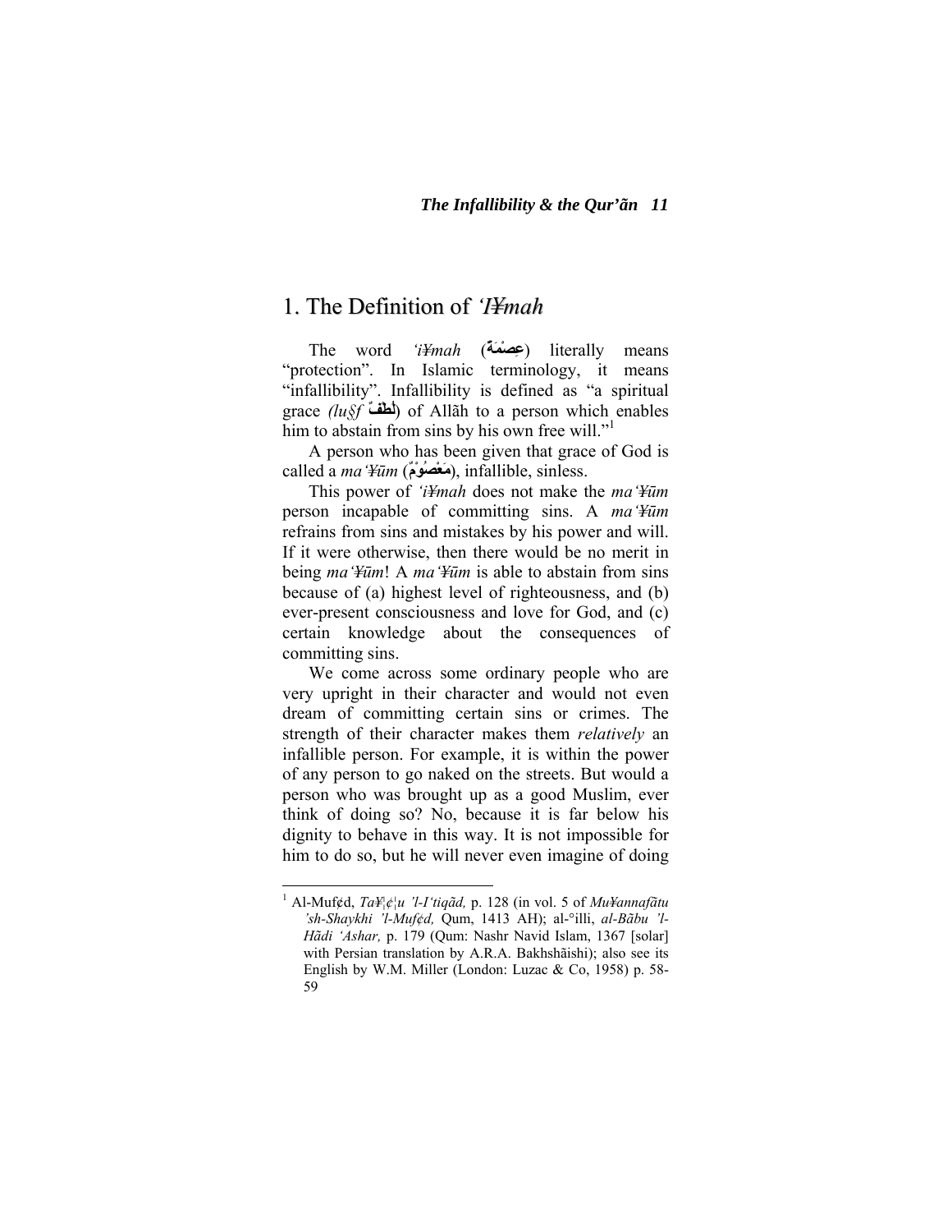# 1. The Definition of *'I¥mah*

The word *'i¥mah* (عِصْمَةٌ) literally means "protection". In Islamic terminology, it means "infallibility". Infallibility is defined as "a spiritual grace *(lu§f* لُطْفٌ) of Allãh to a person which enables him to abstain from sins by his own free will."[1]

A person who has been given that grace of God is called a *ma'¥ūm* (مَعْصُوْمٌ), infallible, sinless.

This power of *'i¥mah* does not make the *ma'¥ūm* person incapable of committing sins. A *ma'¥ūm* refrains from sins and mistakes by his power and will. If it were otherwise, then there would be no merit in being *ma'¥ūm*! A *ma'¥ūm* is able to abstain from sins because of (a) highest level of righteousness, and (b) ever-present consciousness and love for God, and (c) certain knowledge about the consequences of committing sins.

We come across some ordinary people who are very upright in their character and would not even dream of committing certain sins or crimes. The strength of their character makes them *relatively* an infallible person. For example, it is within the power of any person to go naked on the streets. But would a person who was brought up as a good Muslim, ever think of doing so? No, because it is far below his dignity to behave in this way. It is not impossible for him to do so, but he will never even imagine of doing

---

[1] Al-Muf¢d, *Ta¥|¢|u 'l-I'tiqãd,* p. 128 (in vol. 5 of *Mu¥annafãtu 'sh-Shaykhi 'l-Muf¢d,* Qum, 1413 AH); al-°illi, *al-Bãbu 'l-Hãdi 'Ashar,* p. 179 (Qum: Nashr Navid Islam, 1367 [solar] with Persian translation by A.R.A. Bakhshãishi); also see its English by W.M. Miller (London: Luzac & Co, 1958) p. 58-59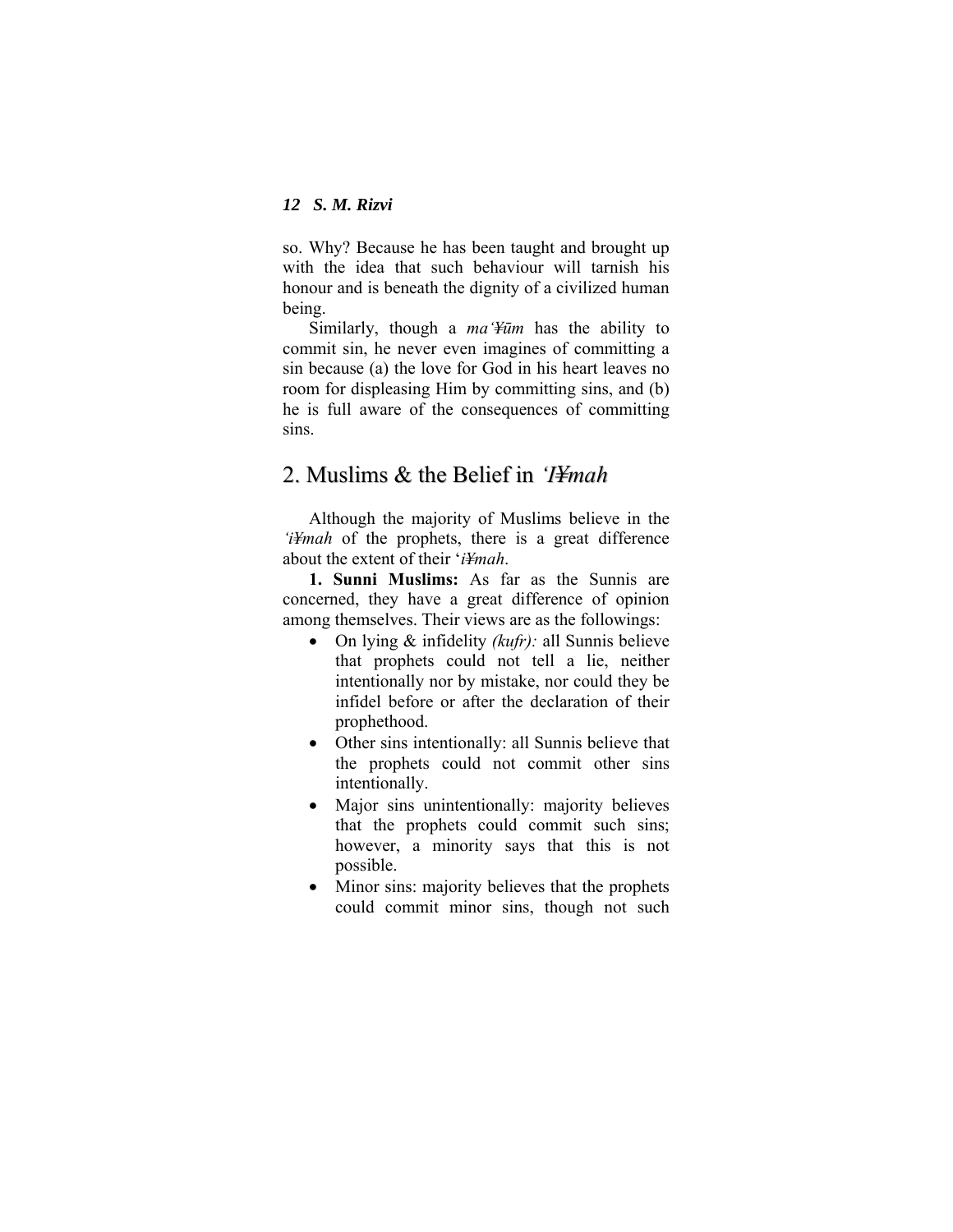so. Why? Because he has been taught and brought up with the idea that such behaviour will tarnish his honour and is beneath the dignity of a civilized human being.

Similarly, though a *ma'¥ūm* has the ability to commit sin, he never even imagines of committing a sin because (a) the love for God in his heart leaves no room for displeasing Him by committing sins, and (b) he is full aware of the consequences of committing sins.

## 2. Muslims & the Belief in *'I¥mah*

Although the majority of Muslims believe in the *'i¥mah* of the prophets, there is a great difference about the extent of their '*i¥mah*.

**1. Sunni Muslims:** As far as the Sunnis are concerned, they have a great difference of opinion among themselves. Their views are as the followings:

- On lying & infidelity *(kufr):* all Sunnis believe that prophets could not tell a lie, neither intentionally nor by mistake, nor could they be infidel before or after the declaration of their prophethood.
- Other sins intentionally: all Sunnis believe that the prophets could not commit other sins intentionally.
- Major sins unintentionally: majority believes that the prophets could commit such sins; however, a minority says that this is not possible.
- Minor sins: majority believes that the prophets could commit minor sins, though not such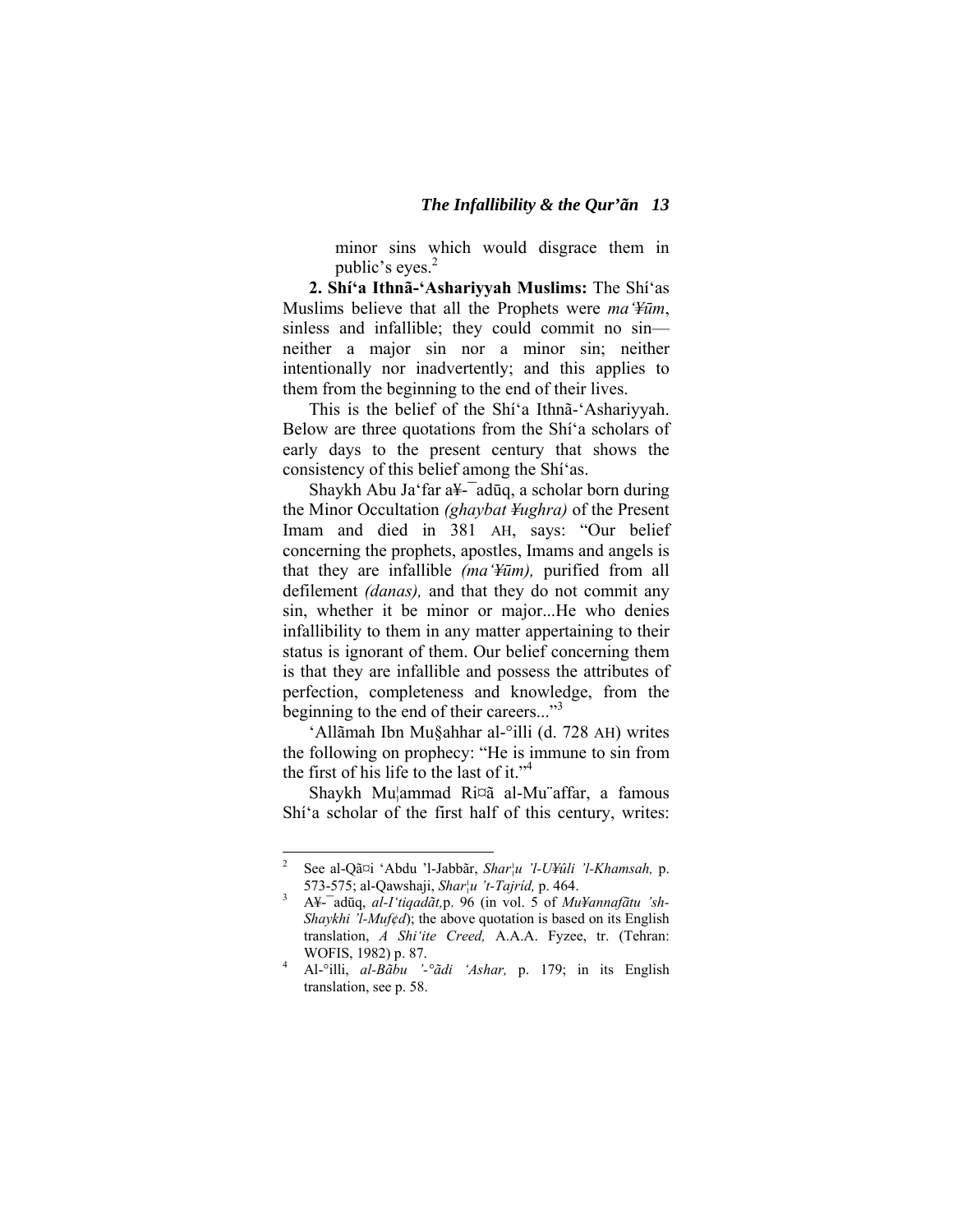minor sins which would disgrace them in public's eyes.[2]

**2. Shí'a Ithnã-'Ashariyyah Muslims:** The Shí'as Muslims believe that all the Prophets were *ma'¥ūm*, sinless and infallible; they could commit no sin—neither a major sin nor a minor sin; neither intentionally nor inadvertently; and this applies to them from the beginning to the end of their lives.

This is the belief of the Shí'a Ithnã-'Ashariyyah. Below are three quotations from the Shí'a scholars of early days to the present century that shows the consistency of this belief among the Shí'as.

Shaykh Abu Ja'far a¥-¯adūq, a scholar born during the Minor Occultation *(ghaybat ¥ughra)* of the Present Imam and died in 381 AH, says: "Our belief concerning the prophets, apostles, Imams and angels is that they are infallible *(ma'¥ūm),* purified from all defilement *(danas),* and that they do not commit any sin, whether it be minor or major...He who denies infallibility to them in any matter appertaining to their status is ignorant of them. Our belief concerning them is that they are infallible and possess the attributes of perfection, completeness and knowledge, from the beginning to the end of their careers..."[3]

'Allãmah Ibn Mu§ahhar al-°illi (d. 728 AH) writes the following on prophecy: "He is immune to sin from the first of his life to the last of it."[4]

Shaykh Mu¦ammad Ri¤ã al-Mu¨affar, a famous Shí'a scholar of the first half of this century, writes:

---

[2] See al-Qã¤i 'Abdu 'l-Jabbãr, *Shar¦u 'l-U¥ûli 'l-Khamsah,* p. 573-575; al-Qawshaji, *Shar¦u 't-Tajríd,* p. 464.

[3] A¥-¯adūq, *al-I'tiqadãt,* p. 96 (in vol. 5 of *Mu¥annafãtu 'sh-Shaykhi 'l-Muf¢d*); the above quotation is based on its English translation, *A Shi'ite Creed,* A.A.A. Fyzee, tr. (Tehran: WOFIS, 1982) p. 87.

[4] Al-°illi, *al-Bãbu '-°ãdi 'Ashar,* p. 179; in its English translation, see p. 58.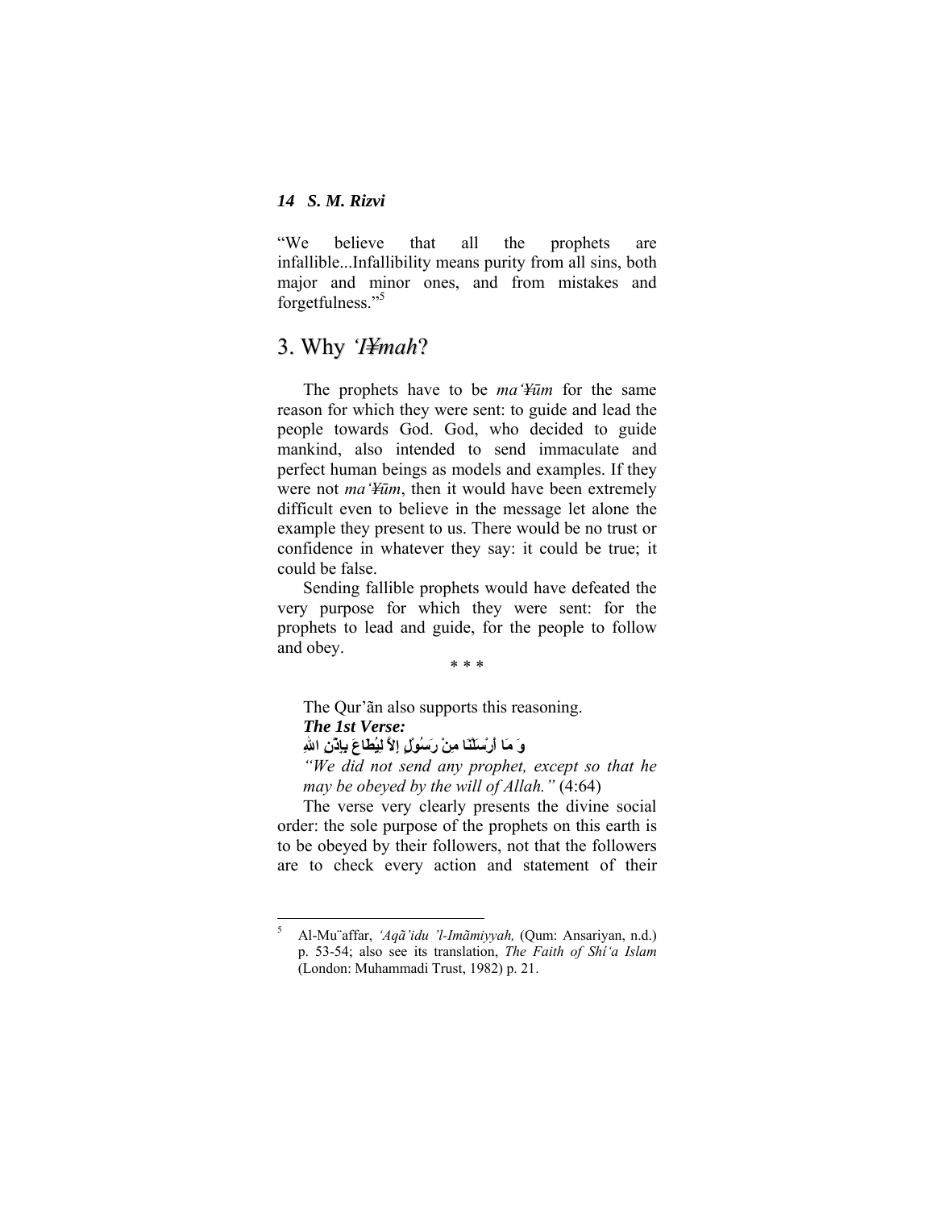"We believe that all the prophets are infallible...Infallibility means purity from all sins, both major and minor ones, and from mistakes and forgetfulness."[5]

## 3. Why *'I¥mah*?

The prophets have to be *ma'¥ūm* for the same reason for which they were sent: to guide and lead the people towards God. God, who decided to guide mankind, also intended to send immaculate and perfect human beings as models and examples. If they were not *ma'¥ūm*, then it would have been extremely difficult even to believe in the message let alone the example they present to us. There would be no trust or confidence in whatever they say: it could be true; it could be false.

Sending fallible prophets would have defeated the very purpose for which they were sent: for the prophets to lead and guide, for the people to follow and obey.

\* \* \*

The Qur'ãn also supports this reasoning.

***The 1st Verse:***

وَ مَا أَرْسَلْنَا مِنْ رَسُوْلٍ إلاَّ لِيُطَاعَ بِإذْنِ اللهِ

*"We did not send any prophet, except so that he may be obeyed by the will of Allah."* (4:64)

The verse very clearly presents the divine social order: the sole purpose of the prophets on this earth is to be obeyed by their followers, not that the followers are to check every action and statement of their

---

[5] Al-Mu¨affar, *'Aqã'idu 'l-Imãmiyyah,* (Qum: Ansariyan, n.d.) p. 53-54; also see its translation, *The Faith of Shí'a Islam* (London: Muhammadi Trust, 1982) p. 21.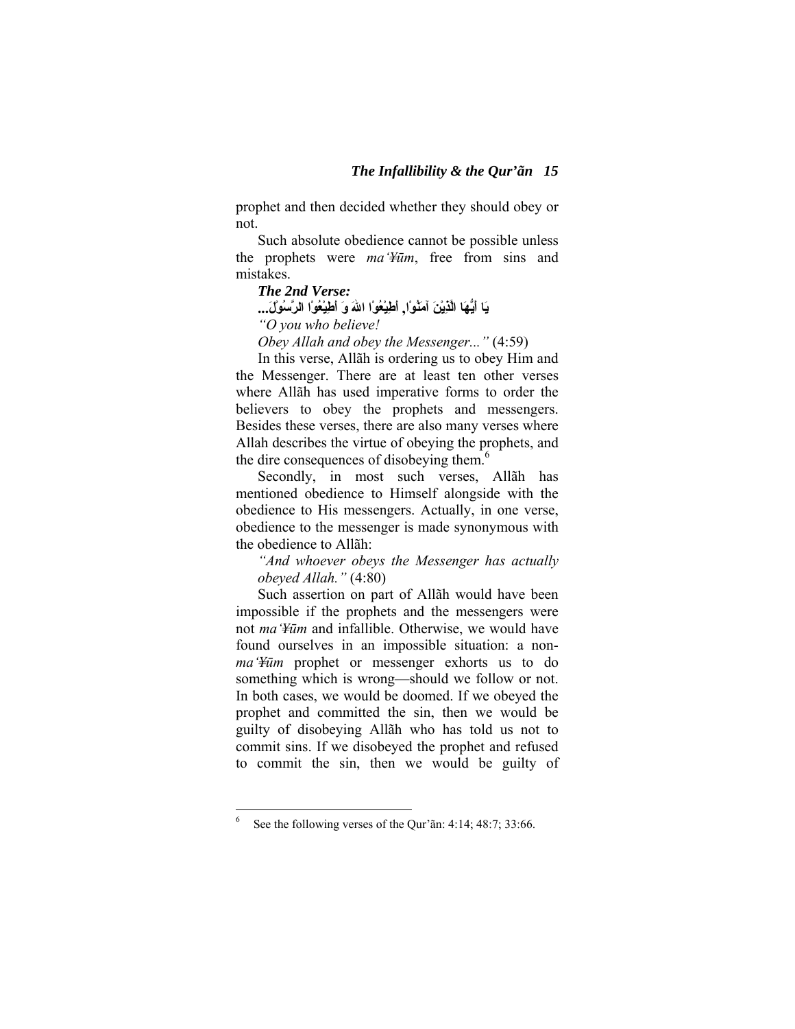prophet and then decided whether they should obey or not.

Such absolute obedience cannot be possible unless the prophets were *ma'¥ūm*, free from sins and mistakes.

***The 2nd Verse:***

**يَا أَيُّهَا الَّذِيْنَ آمَنُوْا, أَطِيْعُوْا اللهَ وَ أَطِيْعُوْا الرَّسُوْلَ...**

*"O you who believe!*

*Obey Allah and obey the Messenger..."* (4:59)

In this verse, Allãh is ordering us to obey Him and the Messenger. There are at least ten other verses where Allãh has used imperative forms to order the believers to obey the prophets and messengers. Besides these verses, there are also many verses where Allah describes the virtue of obeying the prophets, and the dire consequences of disobeying them.[6]

Secondly, in most such verses, Allãh has mentioned obedience to Himself alongside with the obedience to His messengers. Actually, in one verse, obedience to the messenger is made synonymous with the obedience to Allãh:

> *"And whoever obeys the Messenger has actually obeyed Allah."* (4:80)

Such assertion on part of Allãh would have been impossible if the prophets and the messengers were not *ma'¥ūm* and infallible. Otherwise, we would have found ourselves in an impossible situation: a non-*ma'¥ūm* prophet or messenger exhorts us to do something which is wrong—should we follow or not. In both cases, we would be doomed. If we obeyed the prophet and committed the sin, then we would be guilty of disobeying Allãh who has told us not to commit sins. If we disobeyed the prophet and refused to commit the sin, then we would be guilty of

---

[6] See the following verses of the Qur'ãn: 4:14; 48:7; 33:66.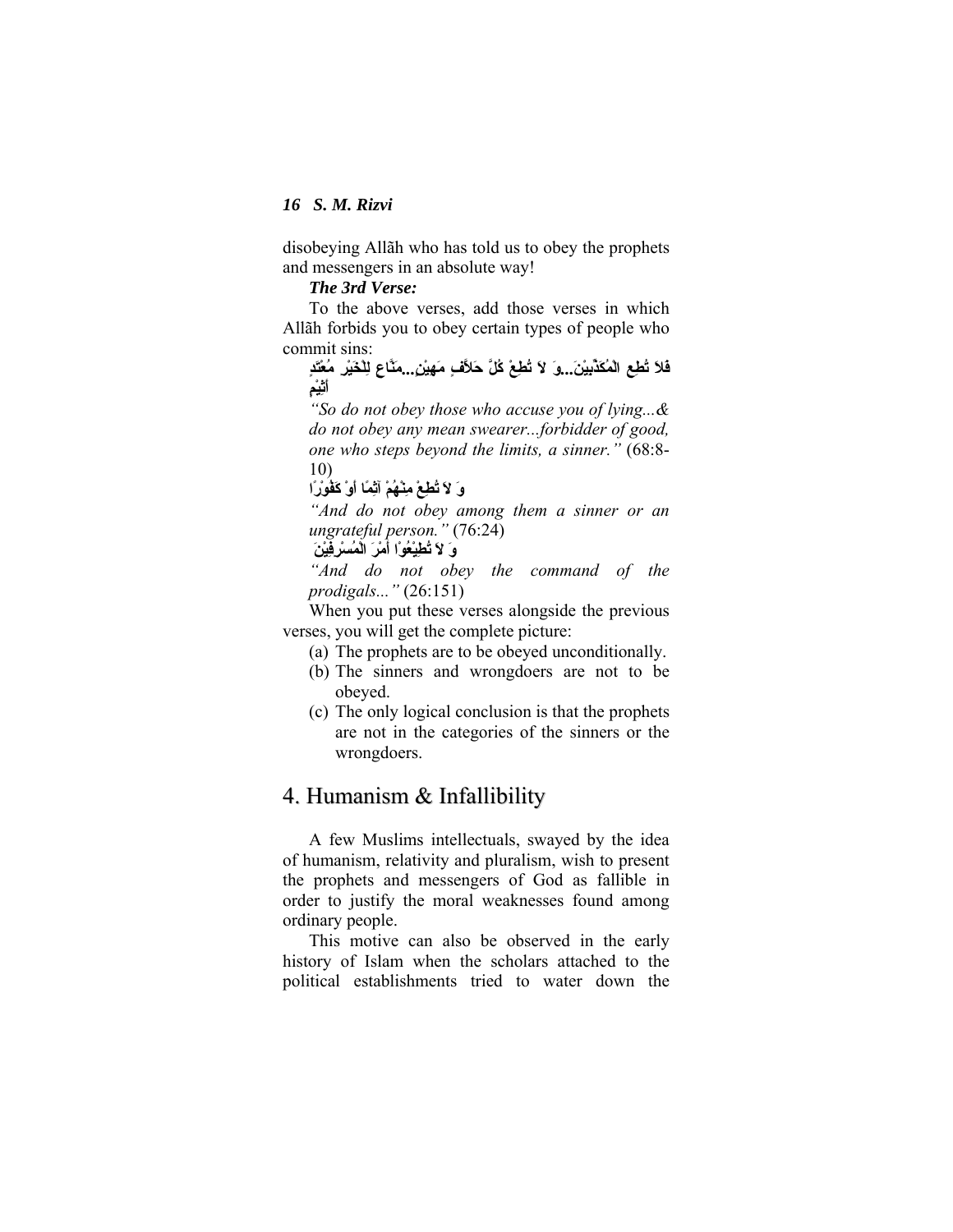disobeying Allãh who has told us to obey the prophets and messengers in an absolute way!

***The 3rd Verse:***

To the above verses, add those verses in which Allãh forbids you to obey certain types of people who commit sins:

فَلاَ تُطِعِ الْمُكَذِّبِيْنَ...وَ لاَ تُطِعْ كُلَّ حَلاَّفٍ مَهِيْنٍ...مَنَّاعٍ لِلْخَيْرِ مُعْتَدٍ أَثِيْمٍ

*"So do not obey those who accuse you of lying...& do not obey any mean swearer...forbidder of good, one who steps beyond the limits, a sinner."* (68:8-10)

وَ لاَ تُطِعْ مِنْهُمْ آثِمًا أَوْ كَفُوْرًا

*"And do not obey among them a sinner or an ungrateful person."* (76:24)

وَ لاَ تُطِيْعُوْا أَمْرَ الْمُسْرِفِيْنَ

*"And do not obey the command of the prodigals..."* (26:151)

When you put these verses alongside the previous verses, you will get the complete picture:

(a) The prophets are to be obeyed unconditionally.
(b) The sinners and wrongdoers are not to be obeyed.
(c) The only logical conclusion is that the prophets are not in the categories of the sinners or the wrongdoers.

## 4. Humanism & Infallibility

A few Muslims intellectuals, swayed by the idea of humanism, relativity and pluralism, wish to present the prophets and messengers of God as fallible in order to justify the moral weaknesses found among ordinary people.

This motive can also be observed in the early history of Islam when the scholars attached to the political establishments tried to water down the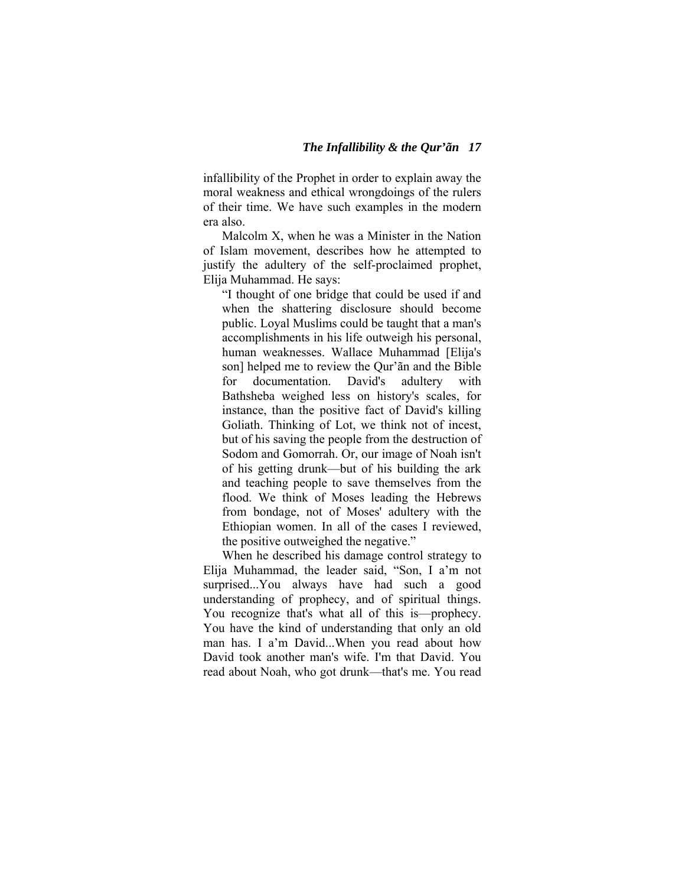infallibility of the Prophet in order to explain away the moral weakness and ethical wrongdoings of the rulers of their time. We have such examples in the modern era also.

Malcolm X, when he was a Minister in the Nation of Islam movement, describes how he attempted to justify the adultery of the self-proclaimed prophet, Elija Muhammad. He says:

> "I thought of one bridge that could be used if and when the shattering disclosure should become public. Loyal Muslims could be taught that a man's accomplishments in his life outweigh his personal, human weaknesses. Wallace Muhammad [Elija's son] helped me to review the Qur'ãn and the Bible for documentation. David's adultery with Bathsheba weighed less on history's scales, for instance, than the positive fact of David's killing Goliath. Thinking of Lot, we think not of incest, but of his saving the people from the destruction of Sodom and Gomorrah. Or, our image of Noah isn't of his getting drunk—but of his building the ark and teaching people to save themselves from the flood. We think of Moses leading the Hebrews from bondage, not of Moses' adultery with the Ethiopian women. In all of the cases I reviewed, the positive outweighed the negative."

When he described his damage control strategy to Elija Muhammad, the leader said, "Son, I a'm not surprised...You always have had such a good understanding of prophecy, and of spiritual things. You recognize that's what all of this is—prophecy. You have the kind of understanding that only an old man has. I a'm David...When you read about how David took another man's wife. I'm that David. You read about Noah, who got drunk—that's me. You read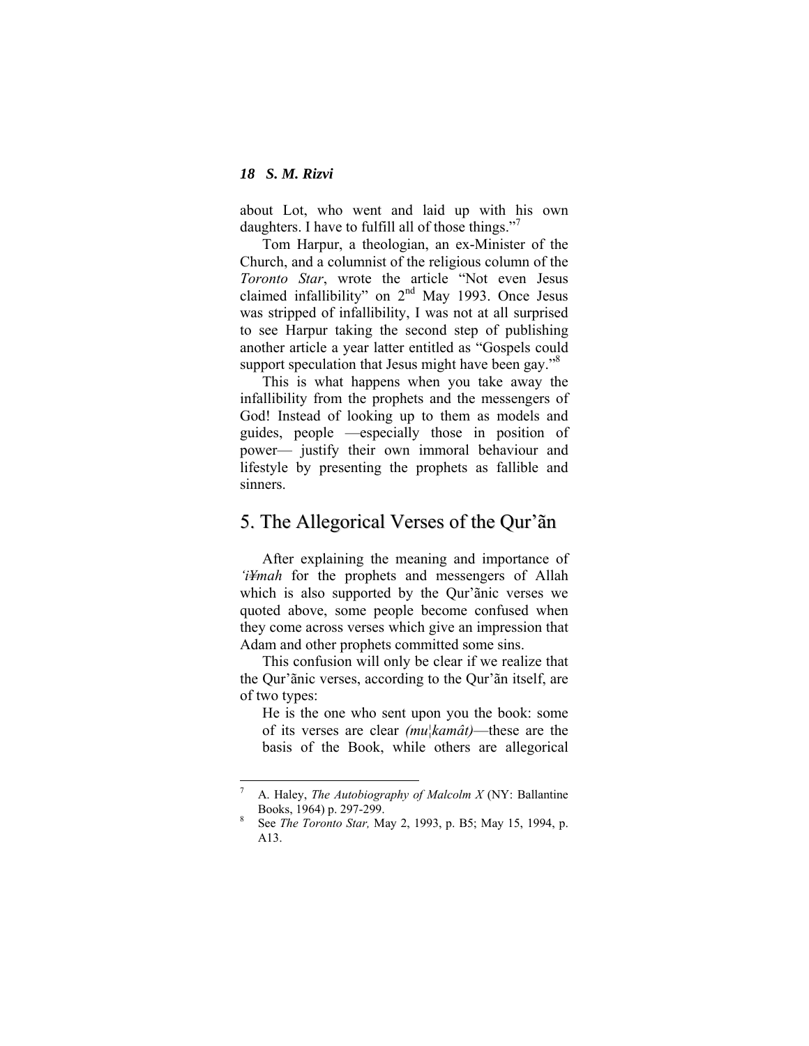about Lot, who went and laid up with his own daughters. I have to fulfill all of those things."[7]

Tom Harpur, a theologian, an ex-Minister of the Church, and a columnist of the religious column of the *Toronto Star*, wrote the article "Not even Jesus claimed infallibility" on 2nd May 1993. Once Jesus was stripped of infallibility, I was not at all surprised to see Harpur taking the second step of publishing another article a year latter entitled as "Gospels could support speculation that Jesus might have been gay."[8]

This is what happens when you take away the infallibility from the prophets and the messengers of God! Instead of looking up to them as models and guides, people —especially those in position of power— justify their own immoral behaviour and lifestyle by presenting the prophets as fallible and sinners.

## 5. The Allegorical Verses of the Qur'ãn

After explaining the meaning and importance of *'i¥mah* for the prophets and messengers of Allah which is also supported by the Qur'ãnic verses we quoted above, some people become confused when they come across verses which give an impression that Adam and other prophets committed some sins.

This confusion will only be clear if we realize that the Qur'ãnic verses, according to the Qur'ãn itself, are of two types:

> He is the one who sent upon you the book: some of its verses are clear *(mu¦kamât)*—these are the basis of the Book, while others are allegorical

---

[7] A. Haley, *The Autobiography of Malcolm X* (NY: Ballantine Books, 1964) p. 297-299.

[8] See *The Toronto Star,* May 2, 1993, p. B5; May 15, 1994, p. A13.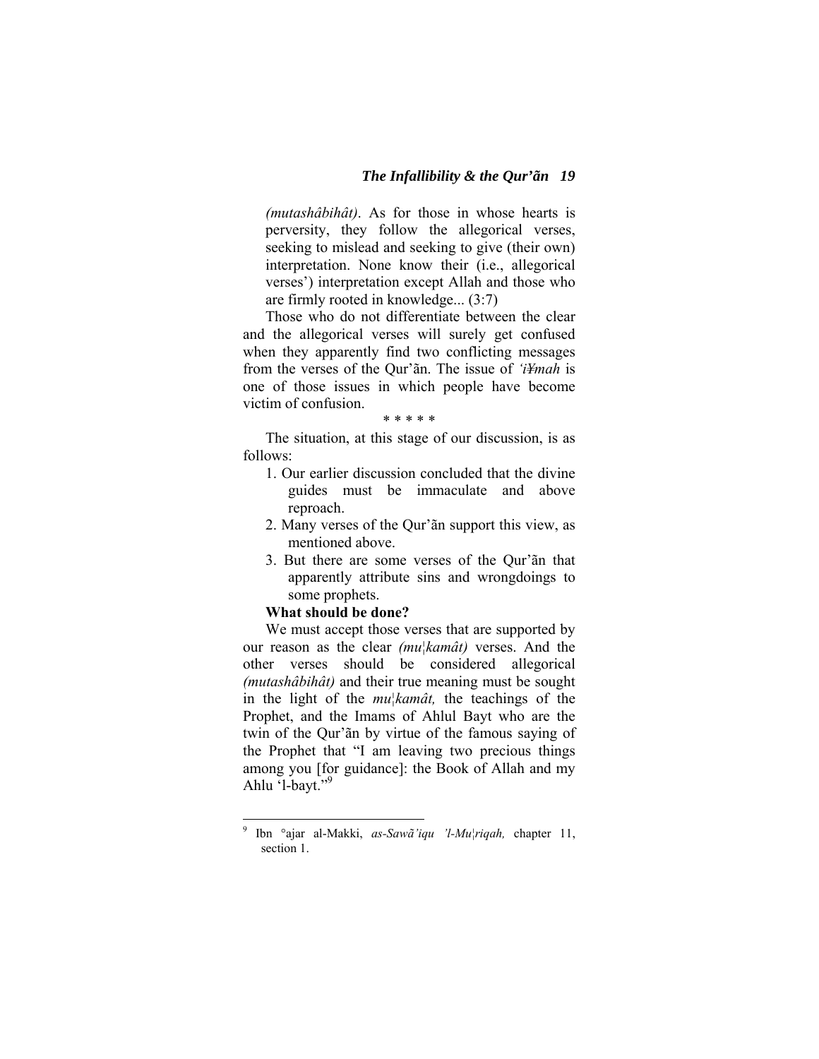*(mutashâbihât)*. As for those in whose hearts is perversity, they follow the allegorical verses, seeking to mislead and seeking to give (their own) interpretation. None know their (i.e., allegorical verses') interpretation except Allah and those who are firmly rooted in knowledge... (3:7)

Those who do not differentiate between the clear and the allegorical verses will surely get confused when they apparently find two conflicting messages from the verses of the Qur'ãn. The issue of *'i¥mah* is one of those issues in which people have become victim of confusion.

\* \* \* \* \*

The situation, at this stage of our discussion, is as follows:

1. Our earlier discussion concluded that the divine guides must be immaculate and above reproach.
2. Many verses of the Qur'ãn support this view, as mentioned above.
3. But there are some verses of the Qur'ãn that apparently attribute sins and wrongdoings to some prophets.

**What should be done?**

We must accept those verses that are supported by our reason as the clear *(mu¦kamât)* verses. And the other verses should be considered allegorical *(mutashâbihât)* and their true meaning must be sought in the light of the *mu¦kamât,* the teachings of the Prophet, and the Imams of Ahlul Bayt who are the twin of the Qur'ãn by virtue of the famous saying of the Prophet that "I am leaving two precious things among you [for guidance]: the Book of Allah and my Ahlu 'l-bayt."[9]

---

[9] Ibn °ajar al-Makki, *as-Sawã'iqu 'l-Mu¦riqah,* chapter 11, section 1.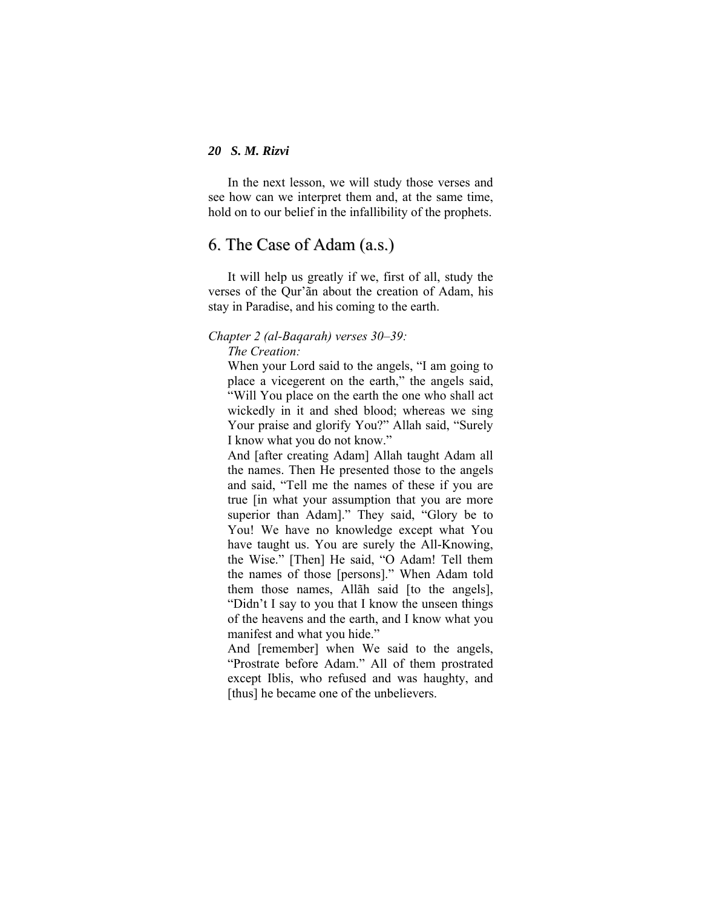In the next lesson, we will study those verses and see how can we interpret them and, at the same time, hold on to our belief in the infallibility of the prophets.

## 6. The Case of Adam (a.s.)

It will help us greatly if we, first of all, study the verses of the Qur'ãn about the creation of Adam, his stay in Paradise, and his coming to the earth.

*Chapter 2 (al-Baqarah) verses 30–39:*

> *The Creation:*
>
> When your Lord said to the angels, "I am going to place a vicegerent on the earth," the angels said, "Will You place on the earth the one who shall act wickedly in it and shed blood; whereas we sing Your praise and glorify You?" Allah said, "Surely I know what you do not know."
>
> And [after creating Adam] Allah taught Adam all the names. Then He presented those to the angels and said, "Tell me the names of these if you are true [in what your assumption that you are more superior than Adam]." They said, "Glory be to You! We have no knowledge except what You have taught us. You are surely the All-Knowing, the Wise." [Then] He said, "O Adam! Tell them the names of those [persons]." When Adam told them those names, Allãh said [to the angels], "Didn't I say to you that I know the unseen things of the heavens and the earth, and I know what you manifest and what you hide."
>
> And [remember] when We said to the angels, "Prostrate before Adam." All of them prostrated except Iblis, who refused and was haughty, and [thus] he became one of the unbelievers.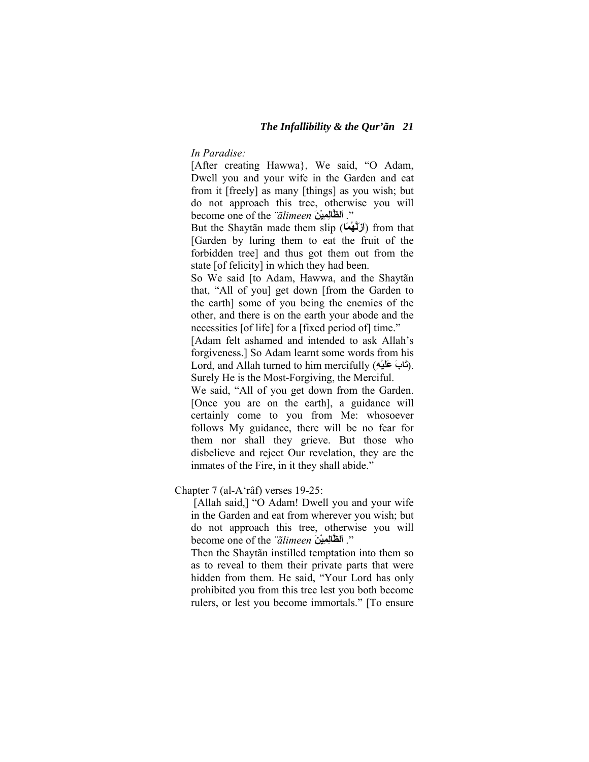*In Paradise:*

[After creating Hawwa}, We said, "O Adam, Dwell you and your wife in the Garden and eat from it [freely] as many [things] as you wish; but do not approach this tree, otherwise you will become one of the *¨ãlimeen* اَلظّٰلِمِيْنَ ."

But the Shaytãn made them slip (اَزَلَّهُمَا) from that [Garden by luring them to eat the fruit of the forbidden tree] and thus got them out from the state [of felicity] in which they had been.

So We said [to Adam, Hawwa, and the Shaytãn that, "All of you] get down [from the Garden to the earth] some of you being the enemies of the other, and there is on the earth your abode and the necessities [of life] for a [fixed period of] time."

[Adam felt ashamed and intended to ask Allah's forgiveness.] So Adam learnt some words from his Lord, and Allah turned to him mercifully (تَابَ عَلَيْهِ). Surely He is the Most-Forgiving, the Merciful.

We said, "All of you get down from the Garden. [Once you are on the earth], a guidance will certainly come to you from Me: whosoever follows My guidance, there will be no fear for them nor shall they grieve. But those who disbelieve and reject Our revelation, they are the inmates of the Fire, in it they shall abide."

Chapter 7 (al-A'râf) verses 19-25:

[Allah said,] "O Adam! Dwell you and your wife in the Garden and eat from wherever you wish; but do not approach this tree, otherwise you will become one of the *¨ãlimeen* اَلظّٰلِمِيْنَ ."

Then the Shaytãn instilled temptation into them so as to reveal to them their private parts that were hidden from them. He said, "Your Lord has only prohibited you from this tree lest you both become rulers, or lest you become immortals." [To ensure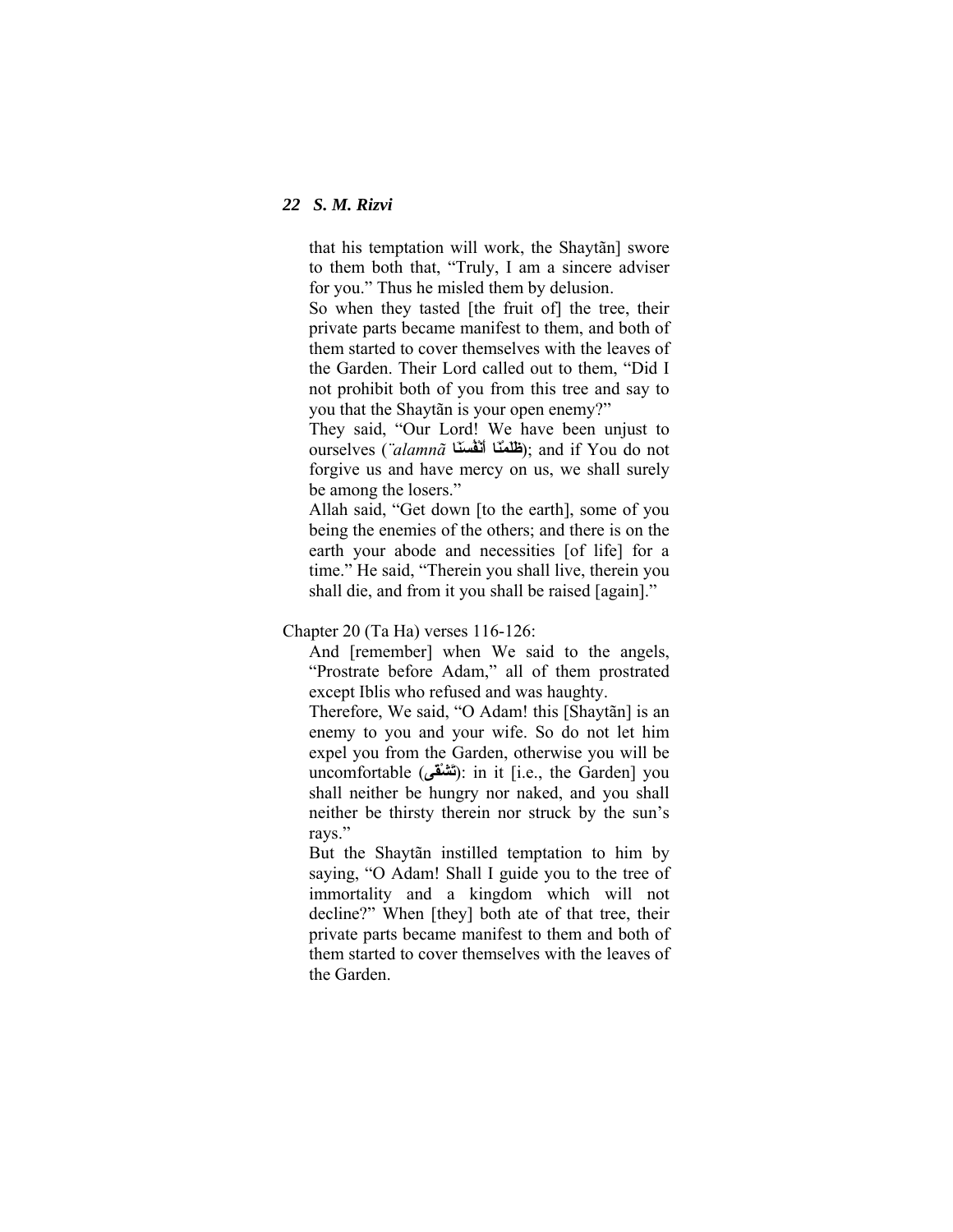that his temptation will work, the Shaytãn] swore to them both that, "Truly, I am a sincere adviser for you." Thus he misled them by delusion.

> So when they tasted [the fruit of] the tree, their private parts became manifest to them, and both of them started to cover themselves with the leaves of the Garden. Their Lord called out to them, "Did I not prohibit both of you from this tree and say to you that the Shaytãn is your open enemy?"
>
> They said, "Our Lord! We have been unjust to ourselves (*¨alamnã* ظَلَمْنَا أَنْفُسَنَا); and if You do not forgive us and have mercy on us, we shall surely be among the losers."
>
> Allah said, "Get down [to the earth], some of you being the enemies of the others; and there is on the earth your abode and necessities [of life] for a time." He said, "Therein you shall live, therein you shall die, and from it you shall be raised [again]."

Chapter 20 (Ta Ha) verses 116-126:

> And [remember] when We said to the angels, "Prostrate before Adam," all of them prostrated except Iblis who refused and was haughty.
>
> Therefore, We said, "O Adam! this [Shaytãn] is an enemy to you and your wife. So do not let him expel you from the Garden, otherwise you will be uncomfortable (تَشْقَى): in it [i.e., the Garden] you shall neither be hungry nor naked, and you shall neither be thirsty therein nor struck by the sun's rays."
>
> But the Shaytãn instilled temptation to him by saying, "O Adam! Shall I guide you to the tree of immortality and a kingdom which will not decline?" When [they] both ate of that tree, their private parts became manifest to them and both of them started to cover themselves with the leaves of the Garden.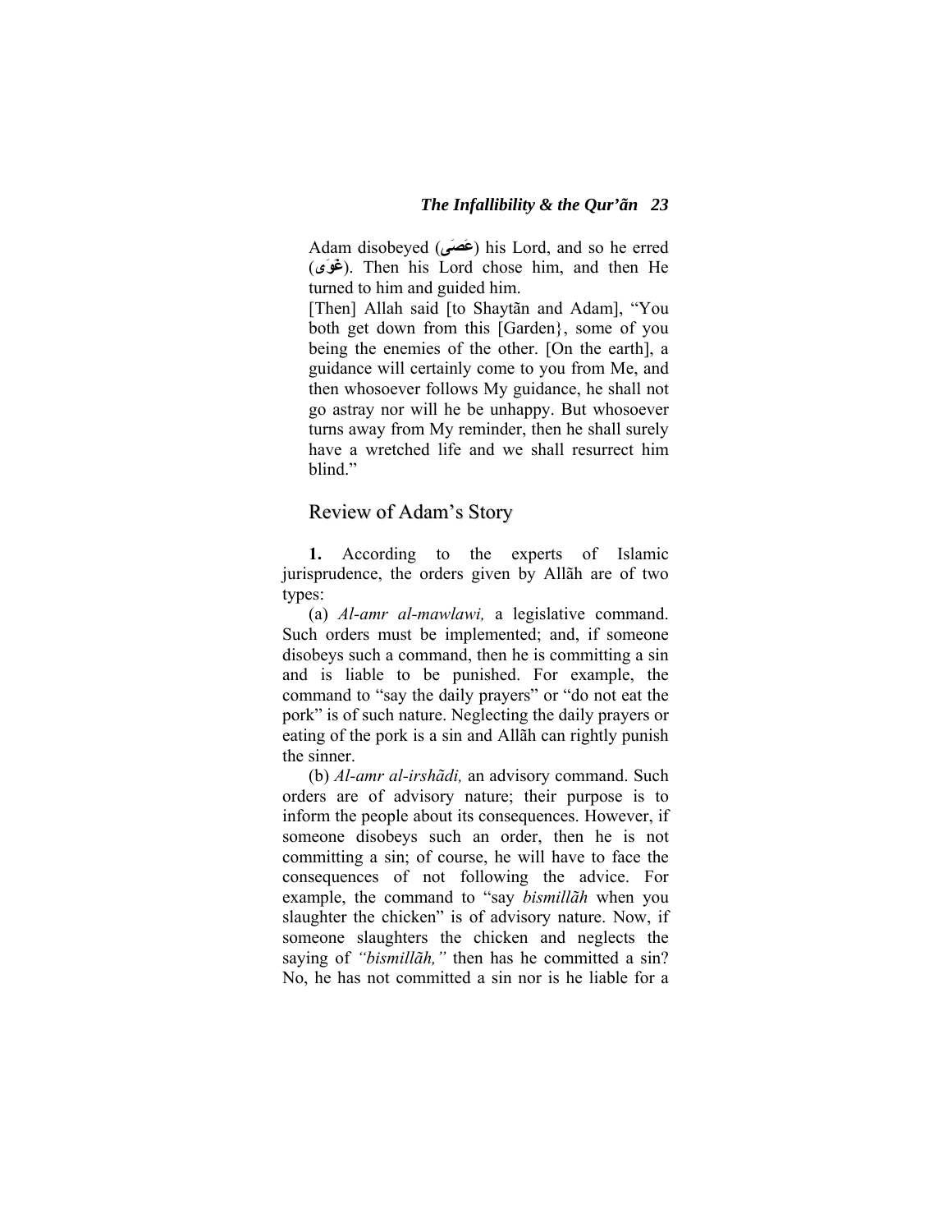Adam disobeyed (عَصَى) his Lord, and so he erred (غَوَى). Then his Lord chose him, and then He turned to him and guided him.

[Then] Allah said [to Shaytãn and Adam], "You both get down from this [Garden}, some of you being the enemies of the other. [On the earth], a guidance will certainly come to you from Me, and then whosoever follows My guidance, he shall not go astray nor will he be unhappy. But whosoever turns away from My reminder, then he shall surely have a wretched life and we shall resurrect him blind."

## Review of Adam's Story

**1.** According to the experts of Islamic jurisprudence, the orders given by Allãh are of two types:

(a) *Al-amr al-mawlawi,* a legislative command. Such orders must be implemented; and, if someone disobeys such a command, then he is committing a sin and is liable to be punished. For example, the command to "say the daily prayers" or "do not eat the pork" is of such nature. Neglecting the daily prayers or eating of the pork is a sin and Allãh can rightly punish the sinner.

(b) *Al-amr al-irshãdi,* an advisory command. Such orders are of advisory nature; their purpose is to inform the people about its consequences. However, if someone disobeys such an order, then he is not committing a sin; of course, he will have to face the consequences of not following the advice. For example, the command to "say *bismillãh* when you slaughter the chicken" is of advisory nature. Now, if someone slaughters the chicken and neglects the saying of *"bismillãh,"* then has he committed a sin? No, he has not committed a sin nor is he liable for a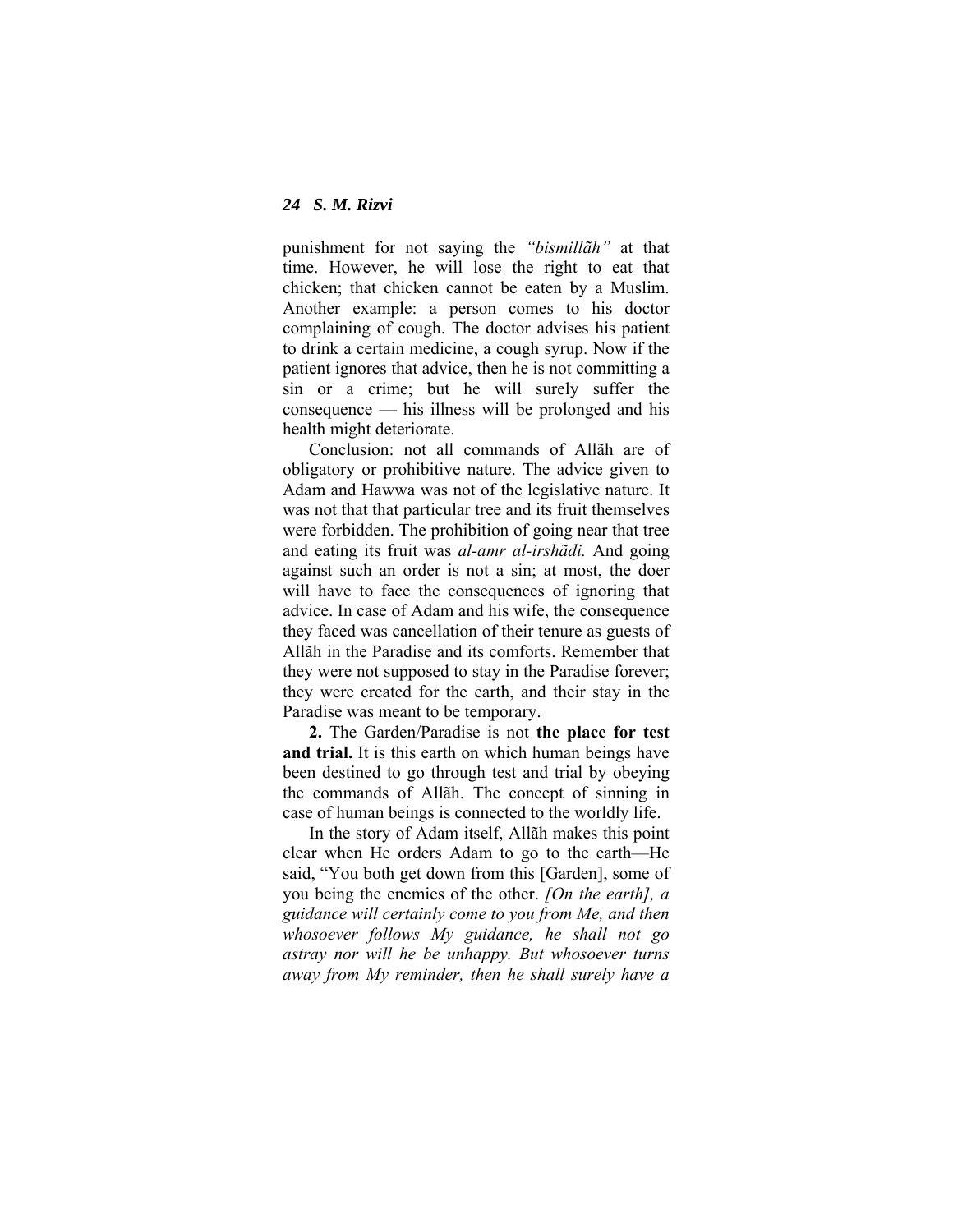punishment for not saying the *"bismillãh"* at that time. However, he will lose the right to eat that chicken; that chicken cannot be eaten by a Muslim. Another example: a person comes to his doctor complaining of cough. The doctor advises his patient to drink a certain medicine, a cough syrup. Now if the patient ignores that advice, then he is not committing a sin or a crime; but he will surely suffer the consequence — his illness will be prolonged and his health might deteriorate.

Conclusion: not all commands of Allãh are of obligatory or prohibitive nature. The advice given to Adam and Hawwa was not of the legislative nature. It was not that that particular tree and its fruit themselves were forbidden. The prohibition of going near that tree and eating its fruit was *al-amr al-irshãdi.* And going against such an order is not a sin; at most, the doer will have to face the consequences of ignoring that advice. In case of Adam and his wife, the consequence they faced was cancellation of their tenure as guests of Allãh in the Paradise and its comforts. Remember that they were not supposed to stay in the Paradise forever; they were created for the earth, and their stay in the Paradise was meant to be temporary.

**2.** The Garden/Paradise is not **the place for test and trial.** It is this earth on which human beings have been destined to go through test and trial by obeying the commands of Allãh. The concept of sinning in case of human beings is connected to the worldly life.

In the story of Adam itself, Allãh makes this point clear when He orders Adam to go to the earth—He said, "You both get down from this [Garden], some of you being the enemies of the other. *[On the earth], a guidance will certainly come to you from Me, and then whosoever follows My guidance, he shall not go astray nor will he be unhappy. But whosoever turns away from My reminder, then he shall surely have a*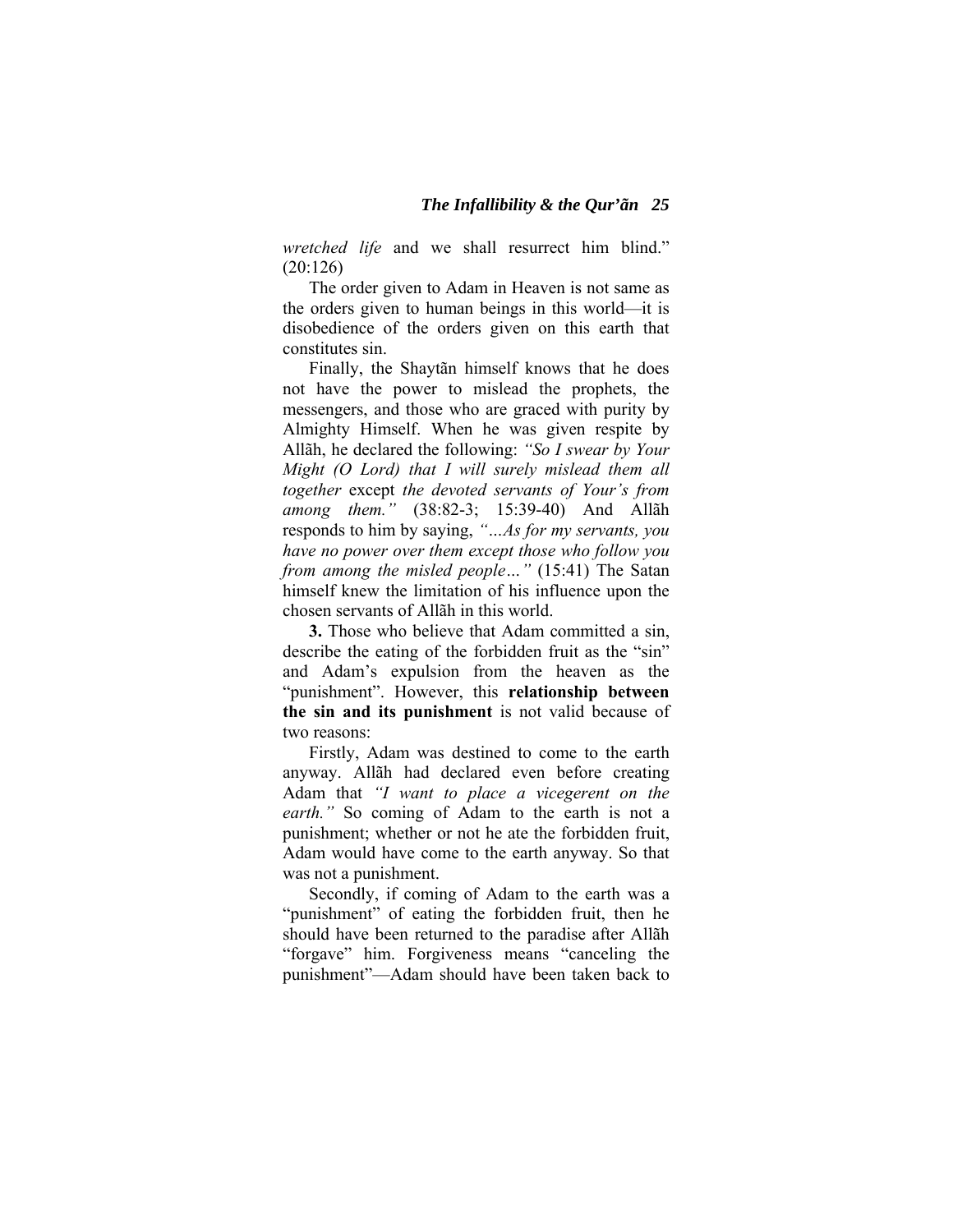*wretched life* and we shall resurrect him blind." (20:126)

The order given to Adam in Heaven is not same as the orders given to human beings in this world—it is disobedience of the orders given on this earth that constitutes sin.

Finally, the Shaytãn himself knows that he does not have the power to mislead the prophets, the messengers, and those who are graced with purity by Almighty Himself. When he was given respite by Allãh, he declared the following: *"So I swear by Your Might (O Lord) that I will surely mislead them all together* except *the devoted servants of Your's from among them."* (38:82-3; 15:39-40) And Allãh responds to him by saying, *"…As for my servants, you have no power over them except those who follow you from among the misled people…"* (15:41) The Satan himself knew the limitation of his influence upon the chosen servants of Allãh in this world.

**3.** Those who believe that Adam committed a sin, describe the eating of the forbidden fruit as the "sin" and Adam's expulsion from the heaven as the "punishment". However, this **relationship between the sin and its punishment** is not valid because of two reasons:

Firstly, Adam was destined to come to the earth anyway. Allãh had declared even before creating Adam that *"I want to place a vicegerent on the earth."* So coming of Adam to the earth is not a punishment; whether or not he ate the forbidden fruit, Adam would have come to the earth anyway. So that was not a punishment.

Secondly, if coming of Adam to the earth was a "punishment" of eating the forbidden fruit, then he should have been returned to the paradise after Allãh "forgave" him. Forgiveness means "canceling the punishment"—Adam should have been taken back to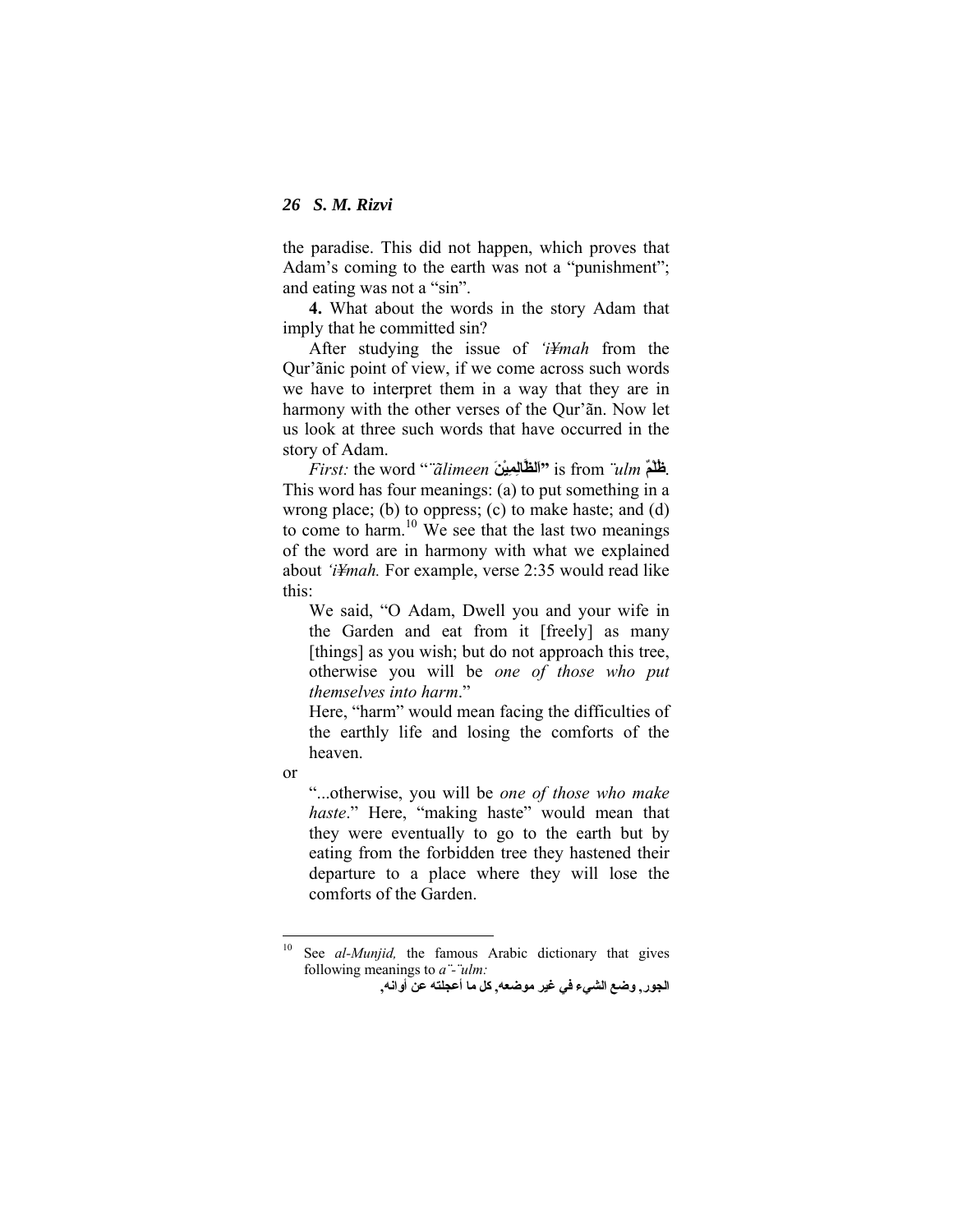the paradise. This did not happen, which proves that Adam's coming to the earth was not a "punishment"; and eating was not a "sin".

**4.** What about the words in the story Adam that imply that he committed sin?

After studying the issue of *'i¥mah* from the Qur'ãnic point of view, if we come across such words we have to interpret them in a way that they are in harmony with the other verses of the Qur'ãn. Now let us look at three such words that have occurred in the story of Adam.

*First:* the word "*¨ãlimeen* **اَلظَّالِمِيْنَ**" is from *¨ulm* **ظُلْمٌ**. This word has four meanings: (a) to put something in a wrong place; (b) to oppress; (c) to make haste; and (d) to come to harm.[10] We see that the last two meanings of the word are in harmony with what we explained about *'i¥mah.* For example, verse 2:35 would read like this:

> We said, "O Adam, Dwell you and your wife in the Garden and eat from it [freely] as many [things] as you wish; but do not approach this tree, otherwise you will be *one of those who put themselves into harm*."
>
> Here, "harm" would mean facing the difficulties of the earthly life and losing the comforts of the heaven.

or

> "...otherwise, you will be *one of those who make haste*." Here, "making haste" would mean that they were eventually to go to the earth but by eating from the forbidden tree they hastened their departure to a place where they will lose the comforts of the Garden.

---

[10] See *al-Munjid,* the famous Arabic dictionary that gives following meanings to *a¨-¨ulm:*

**الجور, وضع الشيء في غير موضعه, كل ما أعجلته عن أوانه,**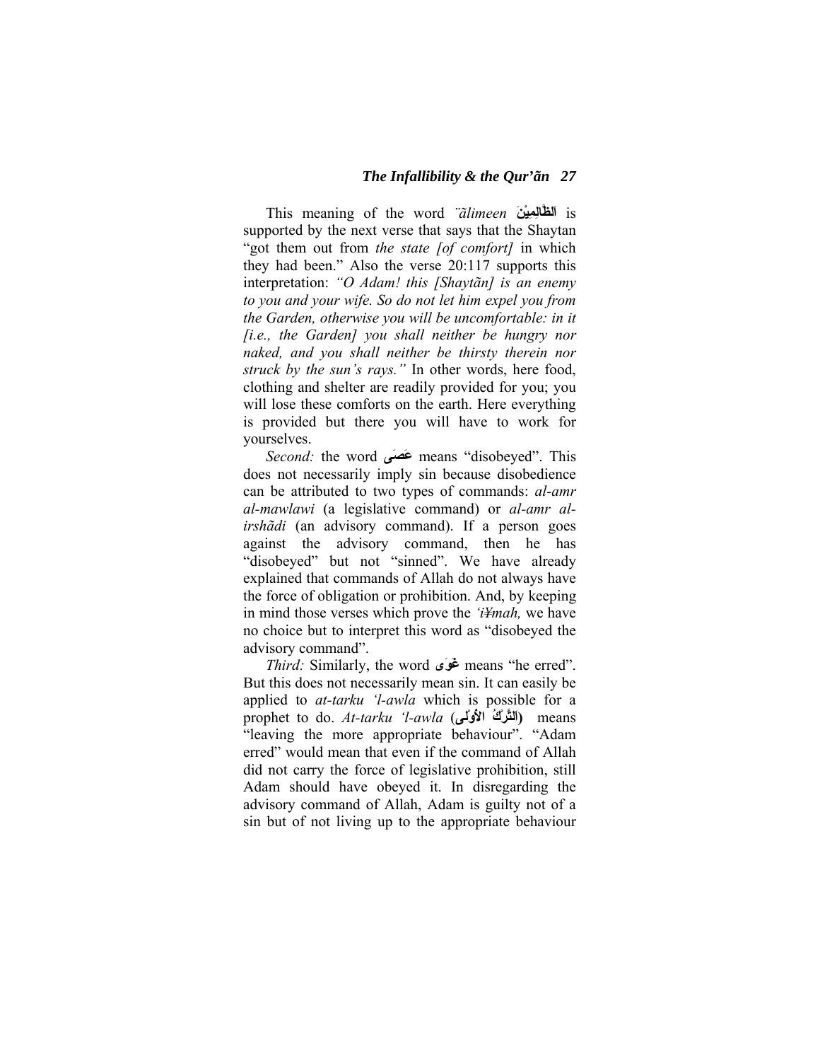This meaning of the word *¨ãlimeen* اَلظَّالِمِيْنَ is supported by the next verse that says that the Shaytan "got them out from *the state [of comfort]* in which they had been." Also the verse 20:117 supports this interpretation: *"O Adam! this [Shaytãn] is an enemy to you and your wife. So do not let him expel you from the Garden, otherwise you will be uncomfortable: in it [i.e., the Garden] you shall neither be hungry nor naked, and you shall neither be thirsty therein nor struck by the sun's rays."* In other words, here food, clothing and shelter are readily provided for you; you will lose these comforts on the earth. Here everything is provided but there you will have to work for yourselves.

*Second:* the word عَصَى means "disobeyed". This does not necessarily imply sin because disobedience can be attributed to two types of commands: *al-amr al-mawlawi* (a legislative command) or *al-amr al-irshãdi* (an advisory command). If a person goes against the advisory command, then he has "disobeyed" but not "sinned". We have already explained that commands of Allah do not always have the force of obligation or prohibition. And, by keeping in mind those verses which prove the *'i¥mah,* we have no choice but to interpret this word as "disobeyed the advisory command".

*Third:* Similarly, the word غَوَى means "he erred". But this does not necessarily mean sin. It can easily be applied to *at-tarku 'l-awla* which is possible for a prophet to do. *At-tarku 'l-awla* (اَلتَّرْكُ الأوْلَى) means "leaving the more appropriate behaviour". "Adam erred" would mean that even if the command of Allah did not carry the force of legislative prohibition, still Adam should have obeyed it. In disregarding the advisory command of Allah, Adam is guilty not of a sin but of not living up to the appropriate behaviour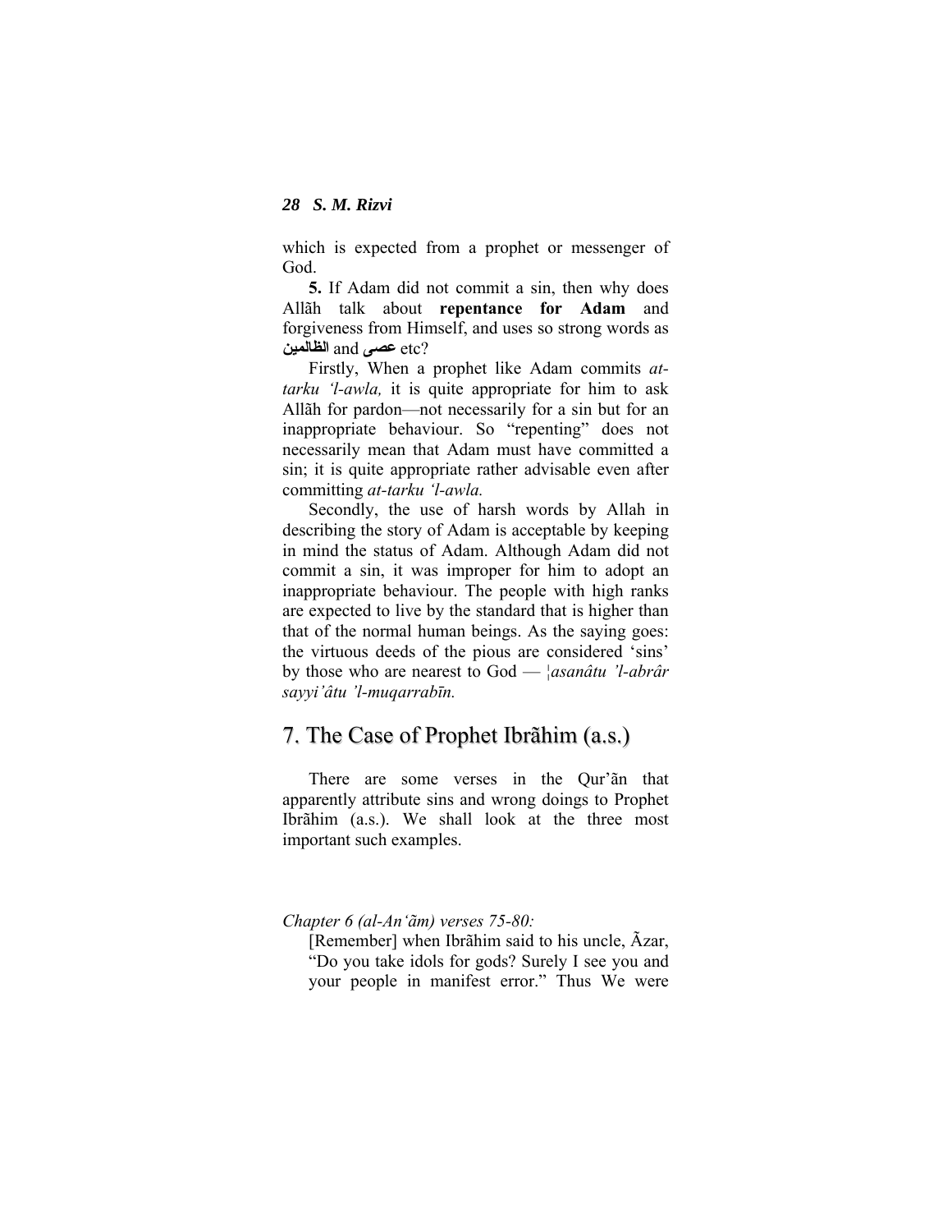which is expected from a prophet or messenger of God.

**5.** If Adam did not commit a sin, then why does Allãh talk about **repentance for Adam** and forgiveness from Himself, and uses so strong words as **الظالمين** and **عصى** etc?

Firstly, When a prophet like Adam commits *at-tarku 'l-awla,* it is quite appropriate for him to ask Allãh for pardon—not necessarily for a sin but for an inappropriate behaviour. So "repenting" does not necessarily mean that Adam must have committed a sin; it is quite appropriate rather advisable even after committing *at-tarku 'l-awla.*

Secondly, the use of harsh words by Allah in describing the story of Adam is acceptable by keeping in mind the status of Adam. Although Adam did not commit a sin, it was improper for him to adopt an inappropriate behaviour. The people with high ranks are expected to live by the standard that is higher than that of the normal human beings. As the saying goes: the virtuous deeds of the pious are considered 'sins' by those who are nearest to God — *¦asanâtu 'l-abrâr sayyi'âtu 'l-muqarrabīn.*

## 7. The Case of Prophet Ibrãhim (a.s.)

There are some verses in the Qur'ãn that apparently attribute sins and wrong doings to Prophet Ibrãhim (a.s.). We shall look at the three most important such examples.

*Chapter 6 (al-An'ãm) verses 75-80:*

> [Remember] when Ibrãhim said to his uncle, Ãzar, "Do you take idols for gods? Surely I see you and your people in manifest error." Thus We were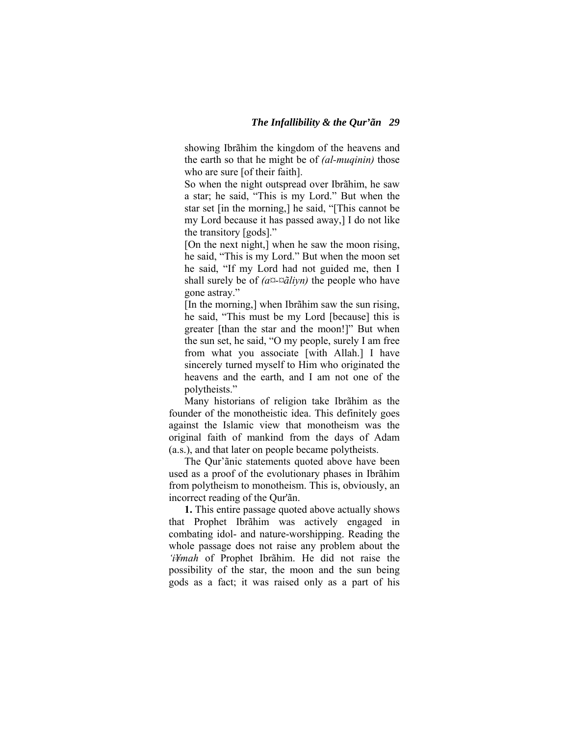showing Ibrãhim the kingdom of the heavens and the earth so that he might be of *(al-muqinin)* those who are sure [of their faith].

So when the night outspread over Ibrãhim, he saw a star; he said, "This is my Lord." But when the star set [in the morning,] he said, "[This cannot be my Lord because it has passed away,] I do not like the transitory [gods]."

[On the next night,] when he saw the moon rising, he said, "This is my Lord." But when the moon set he said, "If my Lord had not guided me, then I shall surely be of *(a¤-¤ãliyn)* the people who have gone astray."

[In the morning,] when Ibrãhim saw the sun rising, he said, "This must be my Lord [because] this is greater [than the star and the moon!]" But when the sun set, he said, "O my people, surely I am free from what you associate [with Allah.] I have sincerely turned myself to Him who originated the heavens and the earth, and I am not one of the polytheists."

Many historians of religion take Ibrãhim as the founder of the monotheistic idea. This definitely goes against the Islamic view that monotheism was the original faith of mankind from the days of Adam (a.s.), and that later on people became polytheists.

The Qur'ãnic statements quoted above have been used as a proof of the evolutionary phases in Ibrãhim from polytheism to monotheism. This is, obviously, an incorrect reading of the Qur'ãn.

**1.** This entire passage quoted above actually shows that Prophet Ibrãhim was actively engaged in combating idol- and nature-worshipping. Reading the whole passage does not raise any problem about the *'i¥mah* of Prophet Ibrãhim. He did not raise the possibility of the star, the moon and the sun being gods as a fact; it was raised only as a part of his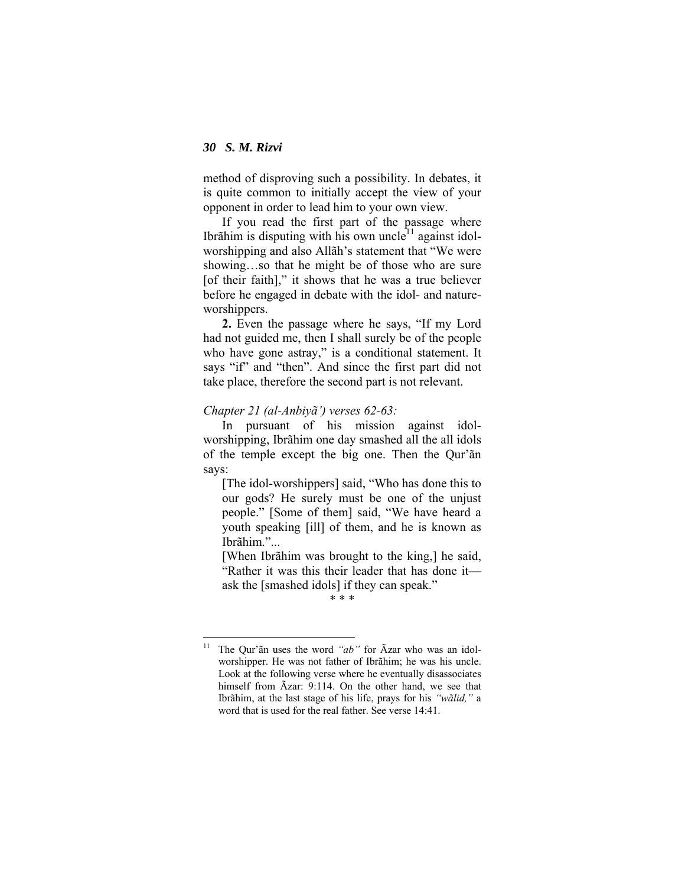method of disproving such a possibility. In debates, it is quite common to initially accept the view of your opponent in order to lead him to your own view.

If you read the first part of the passage where Ibrãhim is disputing with his own uncle[11] against idol-worshipping and also Allãh's statement that "We were showing…so that he might be of those who are sure [of their faith]," it shows that he was a true believer before he engaged in debate with the idol- and nature-worshippers.

**2.** Even the passage where he says, "If my Lord had not guided me, then I shall surely be of the people who have gone astray," is a conditional statement. It says "if" and "then". And since the first part did not take place, therefore the second part is not relevant.

*Chapter 21 (al-Anbiyã') verses 62-63:*

In pursuant of his mission against idol-worshipping, Ibrãhim one day smashed all the all idols of the temple except the big one. Then the Qur'ãn says:

> [The idol-worshippers] said, "Who has done this to our gods? He surely must be one of the unjust people." [Some of them] said, "We have heard a youth speaking [ill] of them, and he is known as Ibrãhim."...
>
> [When Ibrãhim was brought to the king,] he said, "Rather it was this their leader that has done it—ask the [smashed idols] if they can speak."

\* \* \*

[11] The Qur'ãn uses the word *"ab"* for Ãzar who was an idol-worshipper. He was not father of Ibrãhim; he was his uncle. Look at the following verse where he eventually disassociates himself from Ãzar: 9:114. On the other hand, we see that Ibrãhim, at the last stage of his life, prays for his *"wãlid,"* a word that is used for the real father. See verse 14:41.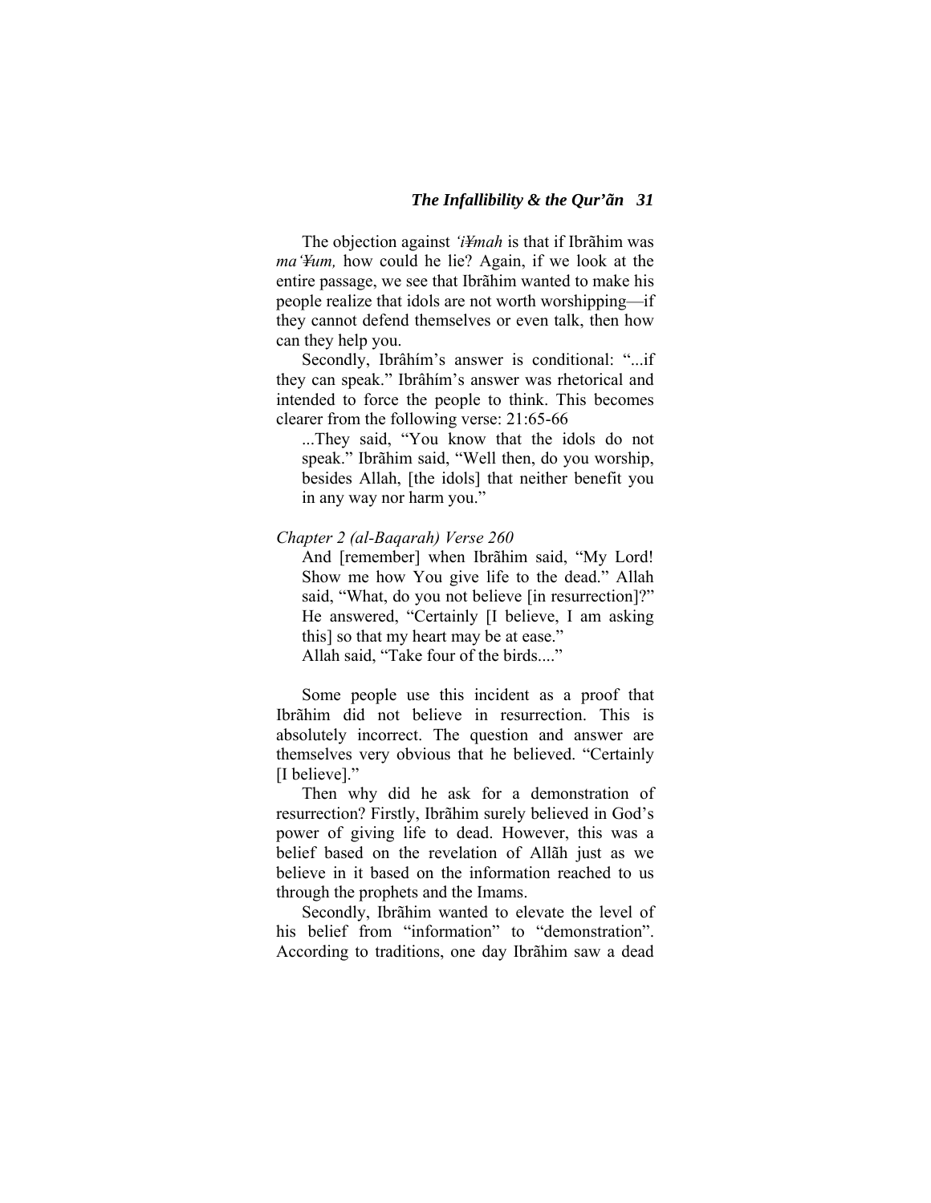The objection against *'i¥mah* is that if Ibrãhim was *ma'¥um,* how could he lie? Again, if we look at the entire passage, we see that Ibrãhim wanted to make his people realize that idols are not worth worshipping—if they cannot defend themselves or even talk, then how can they help you.

Secondly, Ibrâhím's answer is conditional: "...if they can speak." Ibrâhím's answer was rhetorical and intended to force the people to think. This becomes clearer from the following verse: 21:65-66

> ...They said, "You know that the idols do not speak." Ibrãhim said, "Well then, do you worship, besides Allah, [the idols] that neither benefit you in any way nor harm you."

*Chapter 2 (al-Baqarah) Verse 260*

> And [remember] when Ibrãhim said, "My Lord! Show me how You give life to the dead." Allah said, "What, do you not believe [in resurrection]?" He answered, "Certainly [I believe, I am asking this] so that my heart may be at ease."
> Allah said, "Take four of the birds...."

Some people use this incident as a proof that Ibrãhim did not believe in resurrection. This is absolutely incorrect. The question and answer are themselves very obvious that he believed. "Certainly [I believe]."

Then why did he ask for a demonstration of resurrection? Firstly, Ibrãhim surely believed in God's power of giving life to dead. However, this was a belief based on the revelation of Allãh just as we believe in it based on the information reached to us through the prophets and the Imams.

Secondly, Ibrãhim wanted to elevate the level of his belief from "information" to "demonstration". According to traditions, one day Ibrãhim saw a dead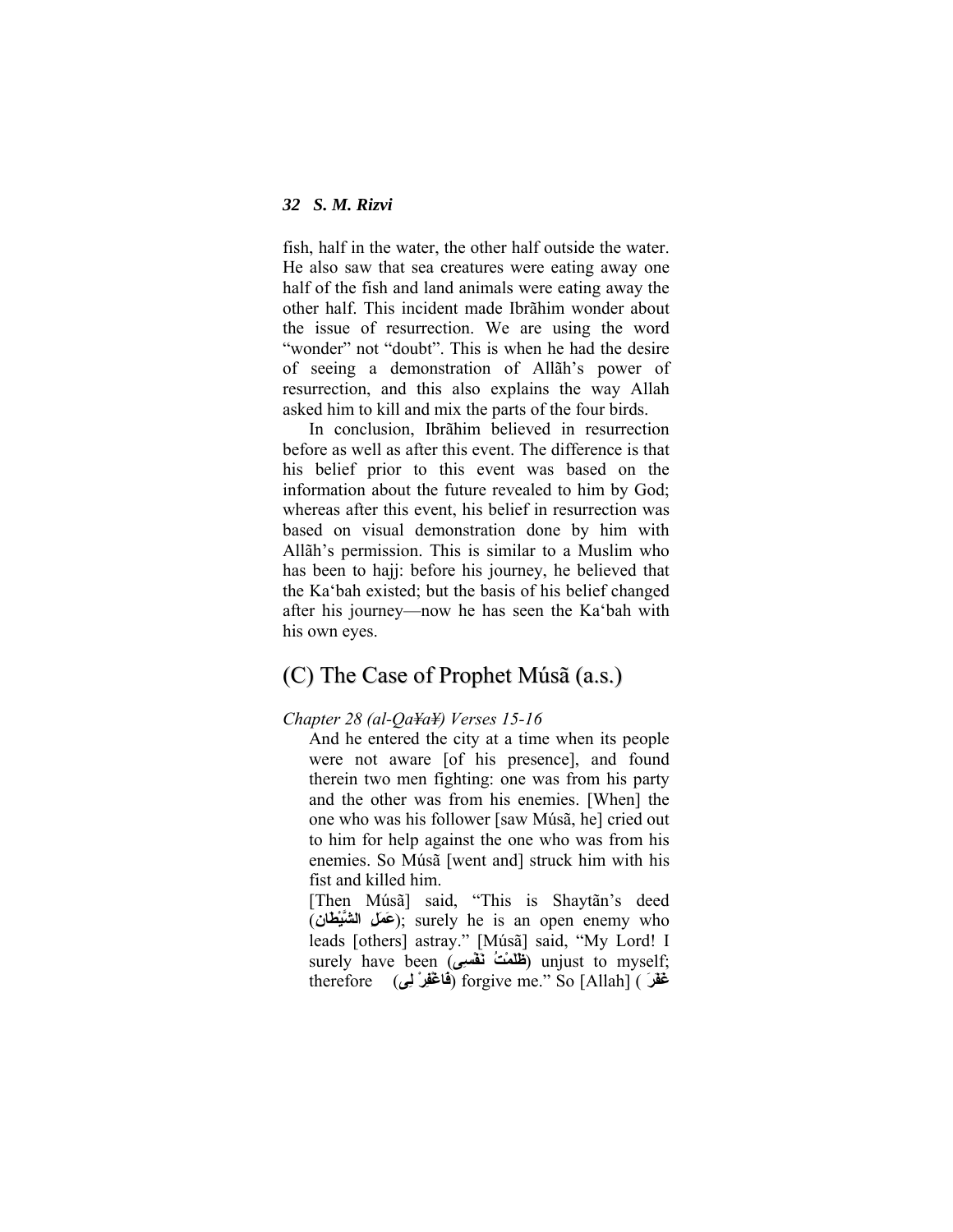fish, half in the water, the other half outside the water. He also saw that sea creatures were eating away one half of the fish and land animals were eating away the other half. This incident made Ibrãhim wonder about the issue of resurrection. We are using the word "wonder" not "doubt". This is when he had the desire of seeing a demonstration of Allãh's power of resurrection, and this also explains the way Allah asked him to kill and mix the parts of the four birds.

In conclusion, Ibrãhim believed in resurrection before as well as after this event. The difference is that his belief prior to this event was based on the information about the future revealed to him by God; whereas after this event, his belief in resurrection was based on visual demonstration done by him with Allãh's permission. This is similar to a Muslim who has been to hajj: before his journey, he believed that the Ka'bah existed; but the basis of his belief changed after his journey—now he has seen the Ka'bah with his own eyes.

## (C) The Case of Prophet Músã (a.s.)

*Chapter 28 (al-Qa¥a¥) Verses 15-16*

> And he entered the city at a time when its people were not aware [of his presence], and found therein two men fighting: one was from his party and the other was from his enemies. [When] the one who was his follower [saw Músã, he] cried out to him for help against the one who was from his enemies. So Músã [went and] struck him with his fist and killed him.
>
> [Then Músã] said, "This is Shaytãn's deed (عَمَلِ الشَّيْطَانِ); surely he is an open enemy who leads [others] astray." [Músã] said, "My Lord! I surely have been (ظَلَمْتُ نَفْسِى) unjust to myself; therefore (فَاغْفِرْ لِى) forgive me." So [Allah] ( غَفَرَ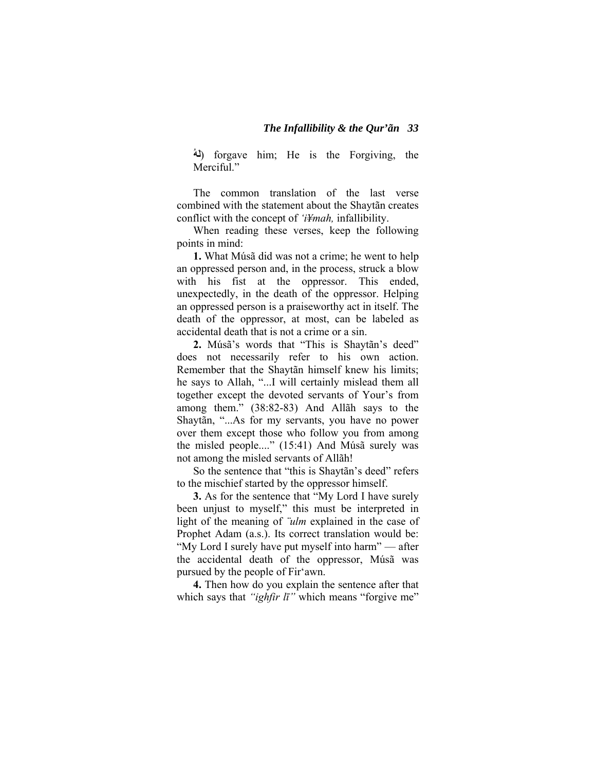(لَهُ) forgave him; He is the Forgiving, the Merciful."

The common translation of the last verse combined with the statement about the Shaytãn creates conflict with the concept of *'i¥mah,* infallibility.

When reading these verses, keep the following points in mind:

**1.** What Músã did was not a crime; he went to help an oppressed person and, in the process, struck a blow with his fist at the oppressor. This ended, unexpectedly, in the death of the oppressor. Helping an oppressed person is a praiseworthy act in itself. The death of the oppressor, at most, can be labeled as accidental death that is not a crime or a sin.

**2.** Músã's words that "This is Shaytãn's deed" does not necessarily refer to his own action. Remember that the Shaytãn himself knew his limits; he says to Allah, "...I will certainly mislead them all together except the devoted servants of Your's from among them." (38:82-83) And Allãh says to the Shaytãn, "...As for my servants, you have no power over them except those who follow you from among the misled people...." (15:41) And Músã surely was not among the misled servants of Allãh!

So the sentence that "this is Shaytãn's deed" refers to the mischief started by the oppressor himself.

**3.** As for the sentence that "My Lord I have surely been unjust to myself," this must be interpreted in light of the meaning of *¨ulm* explained in the case of Prophet Adam (a.s.). Its correct translation would be: "My Lord I surely have put myself into harm" — after the accidental death of the oppressor, Músã was pursued by the people of Fir'awn.

**4.** Then how do you explain the sentence after that which says that *"ighfir lī"* which means "forgive me"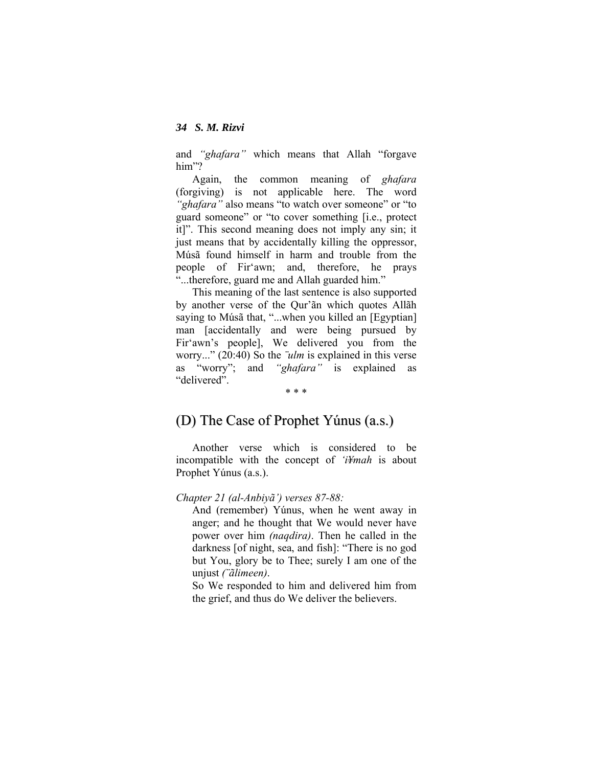and *"ghafara"* which means that Allah "forgave him"?

Again, the common meaning of *ghafara* (forgiving) is not applicable here. The word *"ghafara"* also means "to watch over someone" or "to guard someone" or "to cover something [i.e., protect it]". This second meaning does not imply any sin; it just means that by accidentally killing the oppressor, Músã found himself in harm and trouble from the people of Fir'awn; and, therefore, he prays "...therefore, guard me and Allah guarded him."

This meaning of the last sentence is also supported by another verse of the Qur'ãn which quotes Allãh saying to Músã that, "...when you killed an [Egyptian] man [accidentally and were being pursued by Fir'awn's people], We delivered you from the worry..." (20:40) So the *¨ulm* is explained in this verse as "worry"; and *"ghafara"* is explained as "delivered".

\* \* \*

## (D) The Case of Prophet Yúnus (a.s.)

Another verse which is considered to be incompatible with the concept of *'i¥mah* is about Prophet Yúnus (a.s.).

*Chapter 21 (al-Anbiyã') verses 87-88:*

> And (remember) Yúnus, when he went away in anger; and he thought that We would never have power over him *(naqdira)*. Then he called in the darkness [of night, sea, and fish]: "There is no god but You, glory be to Thee; surely I am one of the unjust *(¨ãlimeen)*.
>
> So We responded to him and delivered him from the grief, and thus do We deliver the believers.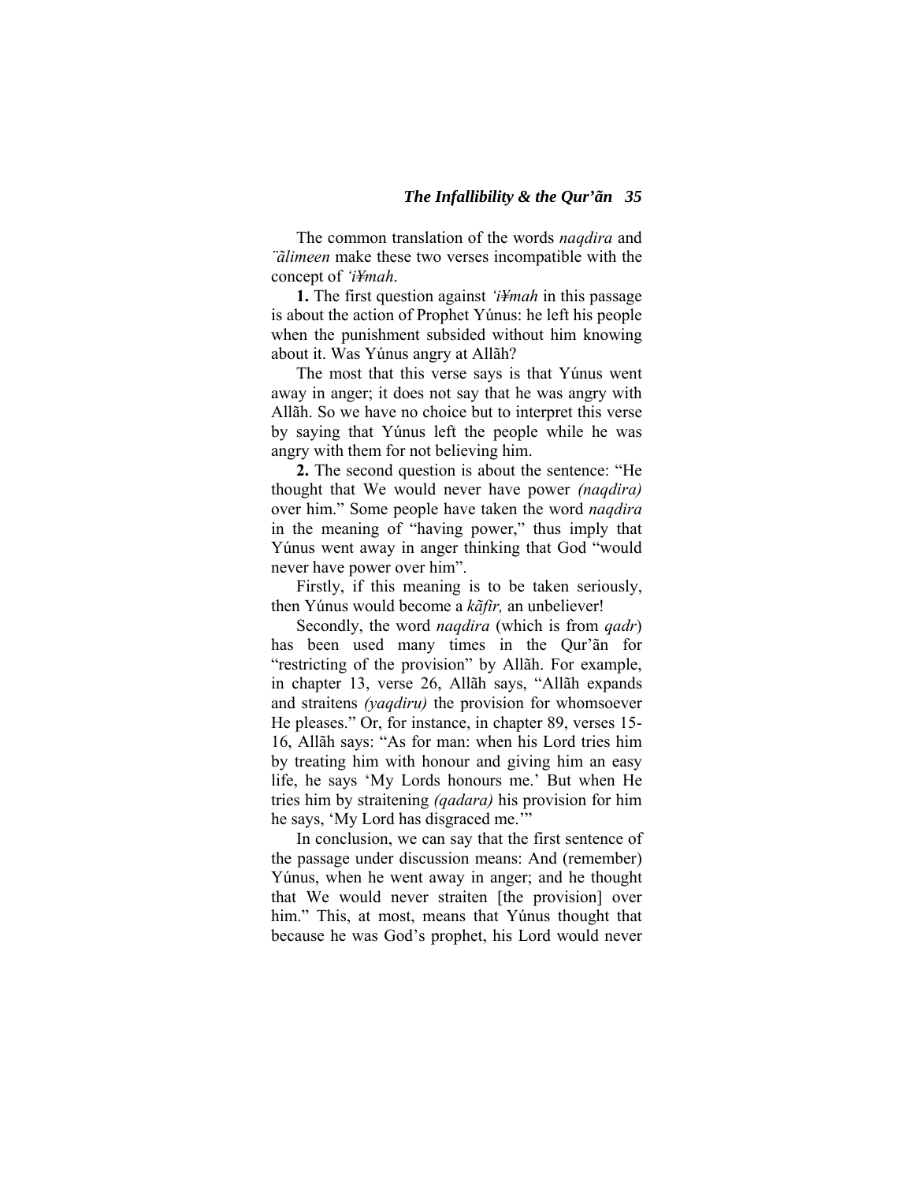The common translation of the words *naqdira* and *¨ãlimeen* make these two verses incompatible with the concept of *'i¥mah*.

**1.** The first question against *'i¥mah* in this passage is about the action of Prophet Yúnus: he left his people when the punishment subsided without him knowing about it. Was Yúnus angry at Allãh?

The most that this verse says is that Yúnus went away in anger; it does not say that he was angry with Allãh. So we have no choice but to interpret this verse by saying that Yúnus left the people while he was angry with them for not believing him.

**2.** The second question is about the sentence: "He thought that We would never have power *(naqdira)* over him." Some people have taken the word *naqdira* in the meaning of "having power," thus imply that Yúnus went away in anger thinking that God "would never have power over him".

Firstly, if this meaning is to be taken seriously, then Yúnus would become a *kãfir,* an unbeliever!

Secondly, the word *naqdira* (which is from *qadr*) has been used many times in the Qur'ãn for "restricting of the provision" by Allãh. For example, in chapter 13, verse 26, Allãh says, "Allãh expands and straitens *(yaqdiru)* the provision for whomsoever He pleases." Or, for instance, in chapter 89, verses 15-16, Allãh says: "As for man: when his Lord tries him by treating him with honour and giving him an easy life, he says 'My Lords honours me.' But when He tries him by straitening *(qadara)* his provision for him he says, 'My Lord has disgraced me.'"

In conclusion, we can say that the first sentence of the passage under discussion means: And (remember) Yúnus, when he went away in anger; and he thought that We would never straiten [the provision] over him." This, at most, means that Yúnus thought that because he was God's prophet, his Lord would never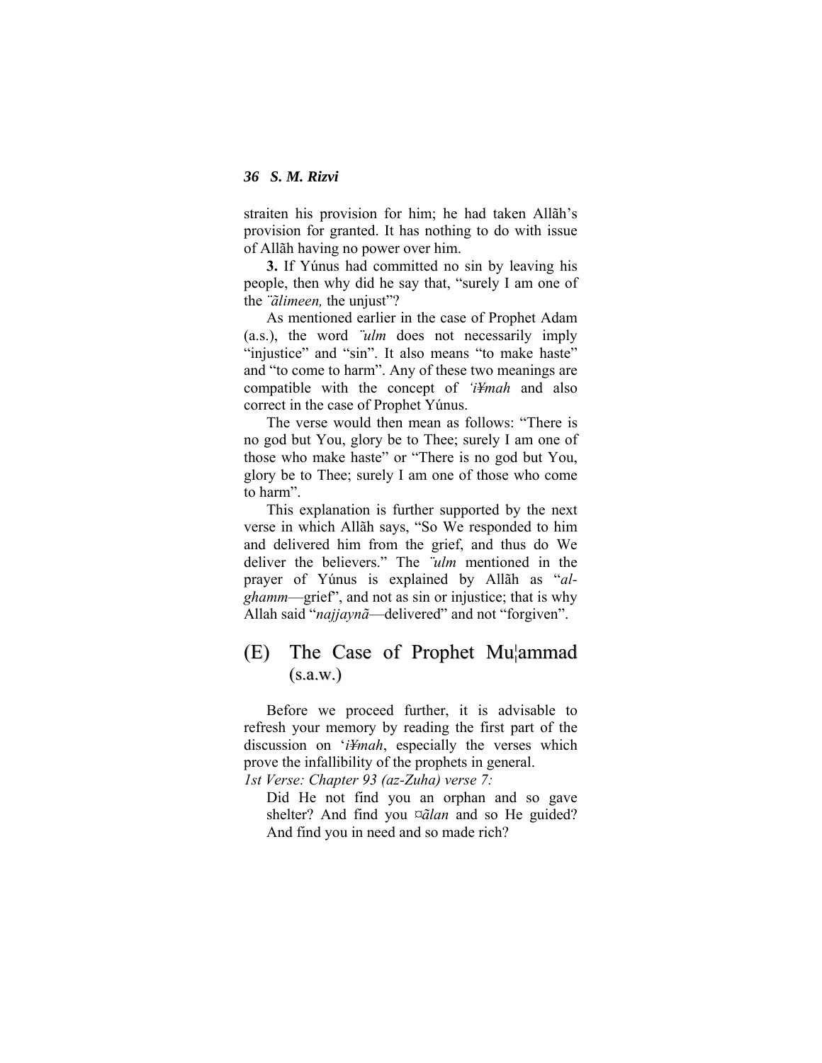straiten his provision for him; he had taken Allãh's provision for granted. It has nothing to do with issue of Allãh having no power over him.

**3.** If Yúnus had committed no sin by leaving his people, then why did he say that, "surely I am one of the *¨ãlimeen,* the unjust"?

As mentioned earlier in the case of Prophet Adam (a.s.), the word *¨ulm* does not necessarily imply "injustice" and "sin". It also means "to make haste" and "to come to harm". Any of these two meanings are compatible with the concept of *'i¥mah* and also correct in the case of Prophet Yúnus.

The verse would then mean as follows: "There is no god but You, glory be to Thee; surely I am one of those who make haste" or "There is no god but You, glory be to Thee; surely I am one of those who come to harm".

This explanation is further supported by the next verse in which Allãh says, "So We responded to him and delivered him from the grief, and thus do We deliver the believers." The *¨ulm* mentioned in the prayer of Yúnus is explained by Allãh as "*al-ghamm*—grief", and not as sin or injustice; that is why Allah said "*najjaynã*—delivered" and not "forgiven".

## (E) The Case of Prophet Mu¦ammad (s.a.w.)

Before we proceed further, it is advisable to refresh your memory by reading the first part of the discussion on '*i¥mah*, especially the verses which prove the infallibility of the prophets in general.

*1st Verse: Chapter 93 (az-Zuha) verse 7:*

> Did He not find you an orphan and so gave shelter? And find you *¤ãlan* and so He guided? And find you in need and so made rich?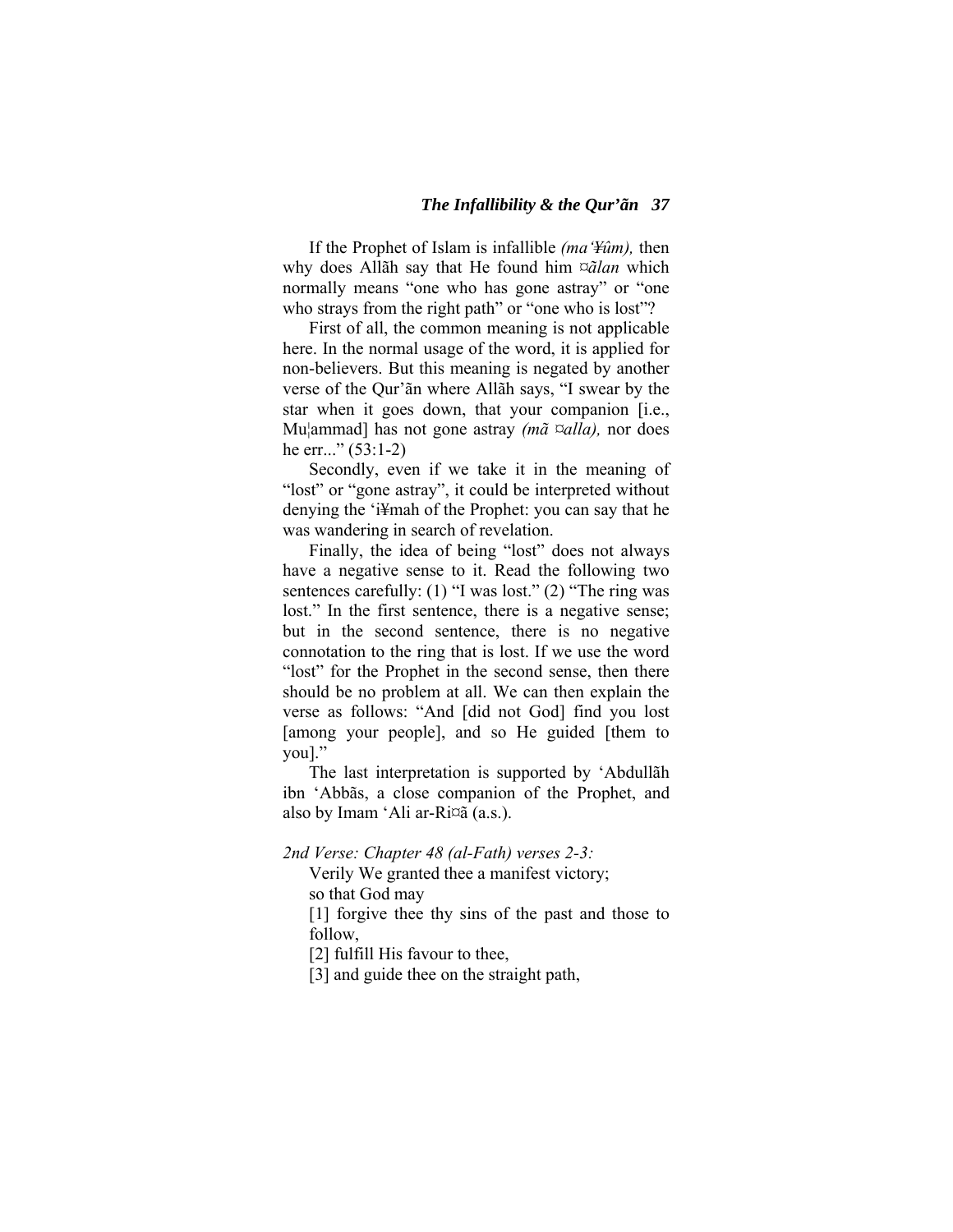If the Prophet of Islam is infallible *(ma'¥ûm),* then why does Allãh say that He found him *¤ãlan* which normally means "one who has gone astray" or "one who strays from the right path" or "one who is lost"?

First of all, the common meaning is not applicable here. In the normal usage of the word, it is applied for non-believers. But this meaning is negated by another verse of the Qur'ãn where Allãh says, "I swear by the star when it goes down, that your companion [i.e., Mu¦ammad] has not gone astray *(mã ¤alla),* nor does he err..." (53:1-2)

Secondly, even if we take it in the meaning of "lost" or "gone astray", it could be interpreted without denying the 'i¥mah of the Prophet: you can say that he was wandering in search of revelation.

Finally, the idea of being "lost" does not always have a negative sense to it. Read the following two sentences carefully: (1) "I was lost." (2) "The ring was lost." In the first sentence, there is a negative sense; but in the second sentence, there is no negative connotation to the ring that is lost. If we use the word "lost" for the Prophet in the second sense, then there should be no problem at all. We can then explain the verse as follows: "And [did not God] find you lost [among your people], and so He guided [them to you]."

The last interpretation is supported by 'Abdullãh ibn 'Abbãs, a close companion of the Prophet, and also by Imam 'Ali ar-Ri¤ã (a.s.).

*2nd Verse: Chapter 48 (al-Fath) verses 2-3:*

Verily We granted thee a manifest victory;  
so that God may  
[1] forgive thee thy sins of the past and those to follow,  
[2] fulfill His favour to thee,  
[3] and guide thee on the straight path,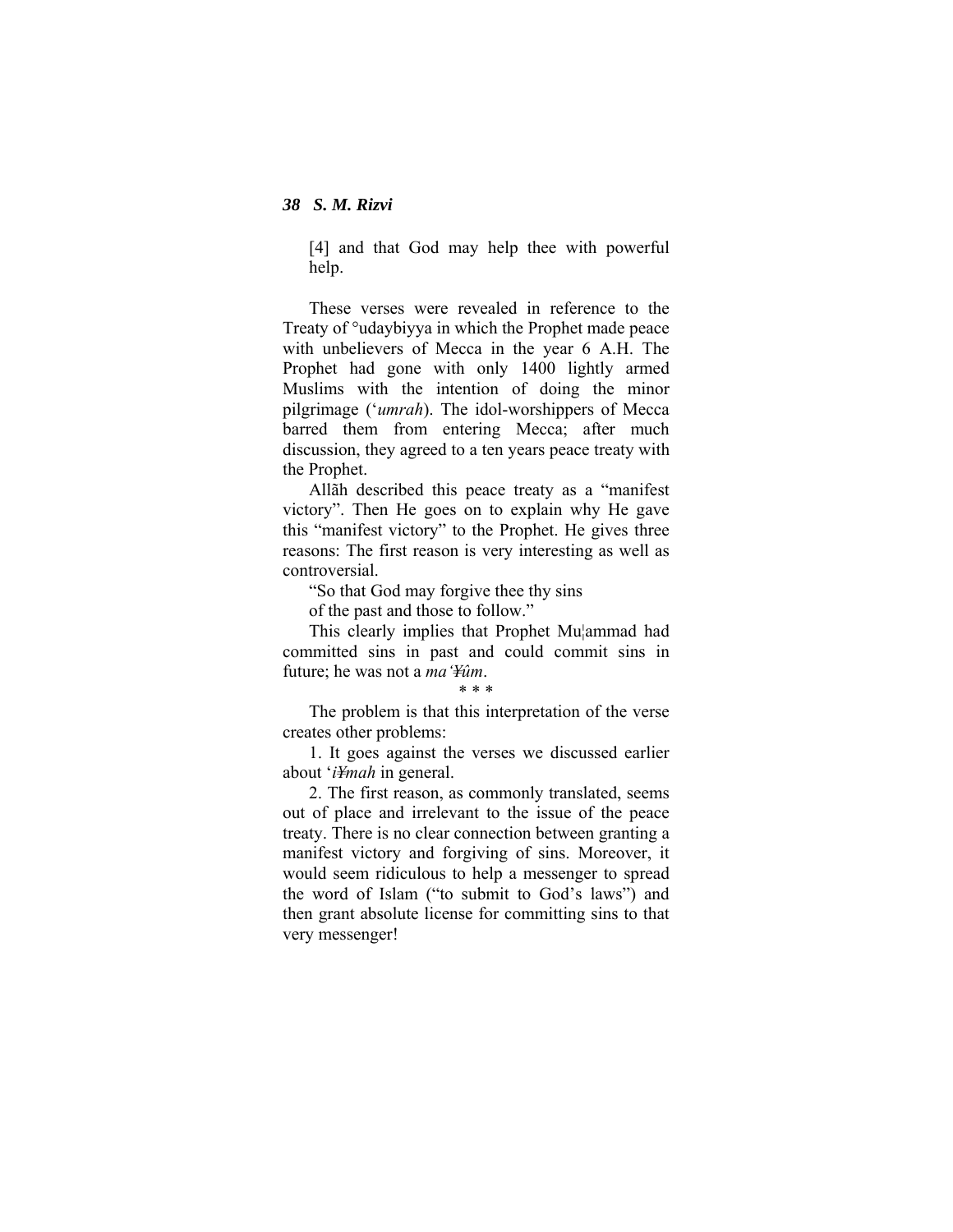[4] and that God may help thee with powerful help.

These verses were revealed in reference to the Treaty of °udaybiyya in which the Prophet made peace with unbelievers of Mecca in the year 6 A.H. The Prophet had gone with only 1400 lightly armed Muslims with the intention of doing the minor pilgrimage (‘*umrah*). The idol-worshippers of Mecca barred them from entering Mecca; after much discussion, they agreed to a ten years peace treaty with the Prophet.

Allãh described this peace treaty as a “manifest victory”. Then He goes on to explain why He gave this “manifest victory” to the Prophet. He gives three reasons: The first reason is very interesting as well as controversial.

“So that God may forgive thee thy sins
of the past and those to follow.”

This clearly implies that Prophet Mu¦ammad had committed sins in past and could commit sins in future; he was not a *ma‘¥ûm*.

\* \* \*

The problem is that this interpretation of the verse creates other problems:

1. It goes against the verses we discussed earlier about ‘*i¥mah* in general.

2. The first reason, as commonly translated, seems out of place and irrelevant to the issue of the peace treaty. There is no clear connection between granting a manifest victory and forgiving of sins. Moreover, it would seem ridiculous to help a messenger to spread the word of Islam (“to submit to God’s laws”) and then grant absolute license for committing sins to that very messenger!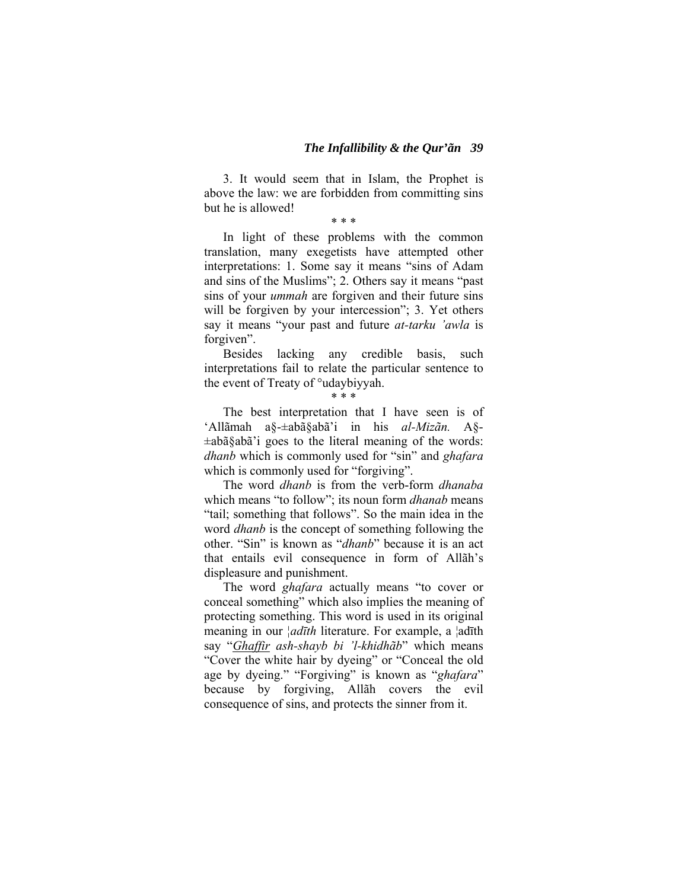3. It would seem that in Islam, the Prophet is above the law: we are forbidden from committing sins but he is allowed!

\* \* \*

In light of these problems with the common translation, many exegetists have attempted other interpretations: 1. Some say it means "sins of Adam and sins of the Muslims"; 2. Others say it means "past sins of your *ummah* are forgiven and their future sins will be forgiven by your intercession"; 3. Yet others say it means "your past and future *at-tarku 'awla* is forgiven".

Besides lacking any credible basis, such interpretations fail to relate the particular sentence to the event of Treaty of °udaybiyyah.

\* \* \*

The best interpretation that I have seen is of 'Allãmah a§-±abã§abã'i in his *al-Mizãn.* A§-±abã§abã'i goes to the literal meaning of the words: *dhanb* which is commonly used for "sin" and *ghafara* which is commonly used for "forgiving".

The word *dhanb* is from the verb-form *dhanaba* which means "to follow"; its noun form *dhanab* means "tail; something that follows". So the main idea in the word *dhanb* is the concept of something following the other. "Sin" is known as "*dhanb*" because it is an act that entails evil consequence in form of Allãh's displeasure and punishment.

The word *ghafara* actually means "to cover or conceal something" which also implies the meaning of protecting something. This word is used in its original meaning in our ¦*adīth* literature. For example, a ¦adīth say "*<u>Ghaffir</u> ash-shayb bi 'l-khidhãb*" which means "Cover the white hair by dyeing" or "Conceal the old age by dyeing." "Forgiving" is known as "*ghafara*" because by forgiving, Allãh covers the evil consequence of sins, and protects the sinner from it.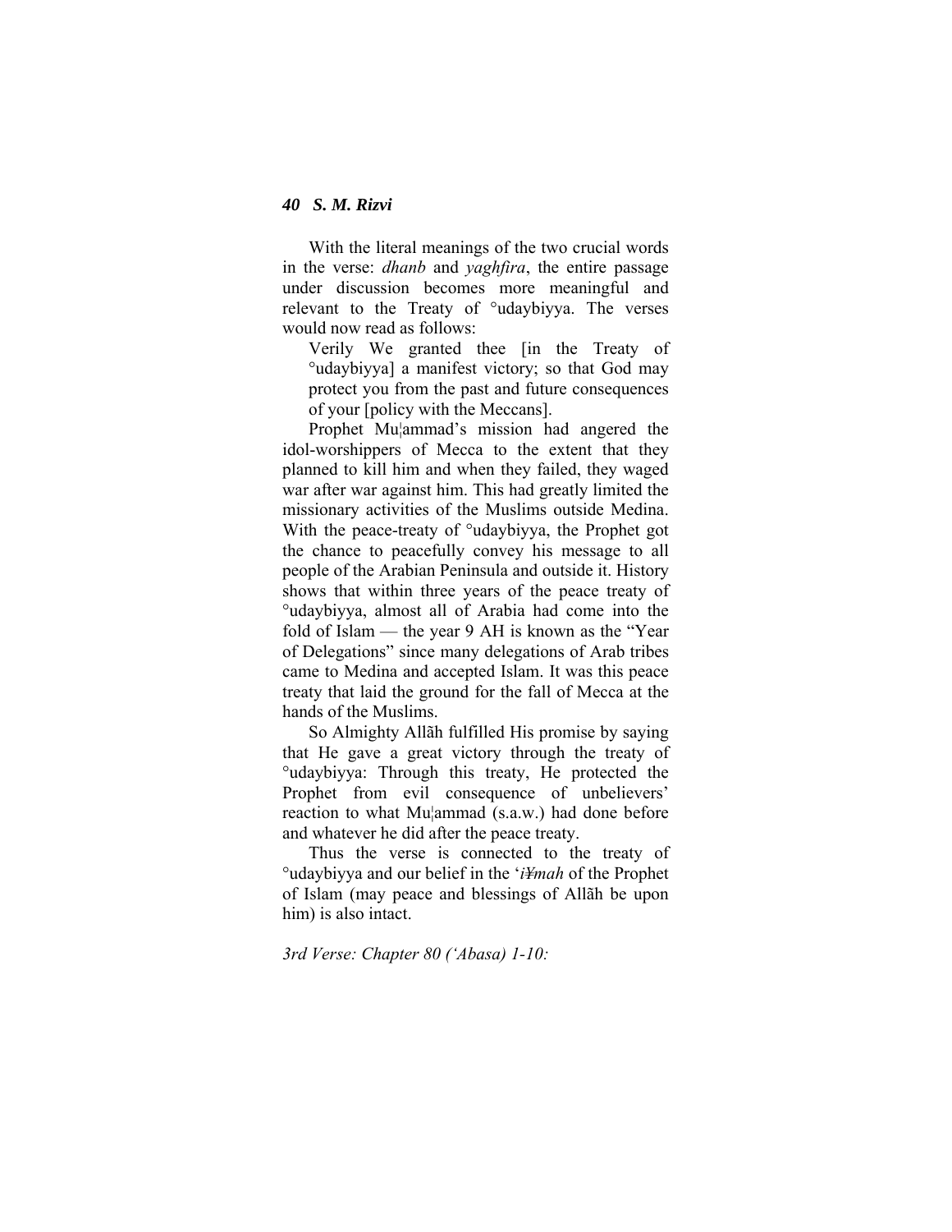With the literal meanings of the two crucial words in the verse: *dhanb* and *yaghfira*, the entire passage under discussion becomes more meaningful and relevant to the Treaty of °udaybiyya. The verses would now read as follows:

> Verily We granted thee [in the Treaty of °udaybiyya] a manifest victory; so that God may protect you from the past and future consequences of your [policy with the Meccans].

Prophet Mu¦ammad's mission had angered the idol-worshippers of Mecca to the extent that they planned to kill him and when they failed, they waged war after war against him. This had greatly limited the missionary activities of the Muslims outside Medina. With the peace-treaty of °udaybiyya, the Prophet got the chance to peacefully convey his message to all people of the Arabian Peninsula and outside it. History shows that within three years of the peace treaty of °udaybiyya, almost all of Arabia had come into the fold of Islam — the year 9 AH is known as the "Year of Delegations" since many delegations of Arab tribes came to Medina and accepted Islam. It was this peace treaty that laid the ground for the fall of Mecca at the hands of the Muslims.

So Almighty Allãh fulfilled His promise by saying that He gave a great victory through the treaty of °udaybiyya: Through this treaty, He protected the Prophet from evil consequence of unbelievers' reaction to what Mu¦ammad (s.a.w.) had done before and whatever he did after the peace treaty.

Thus the verse is connected to the treaty of °udaybiyya and our belief in the '*i¥mah* of the Prophet of Islam (may peace and blessings of Allãh be upon him) is also intact.

*3rd Verse: Chapter 80 ('Abasa) 1-10:*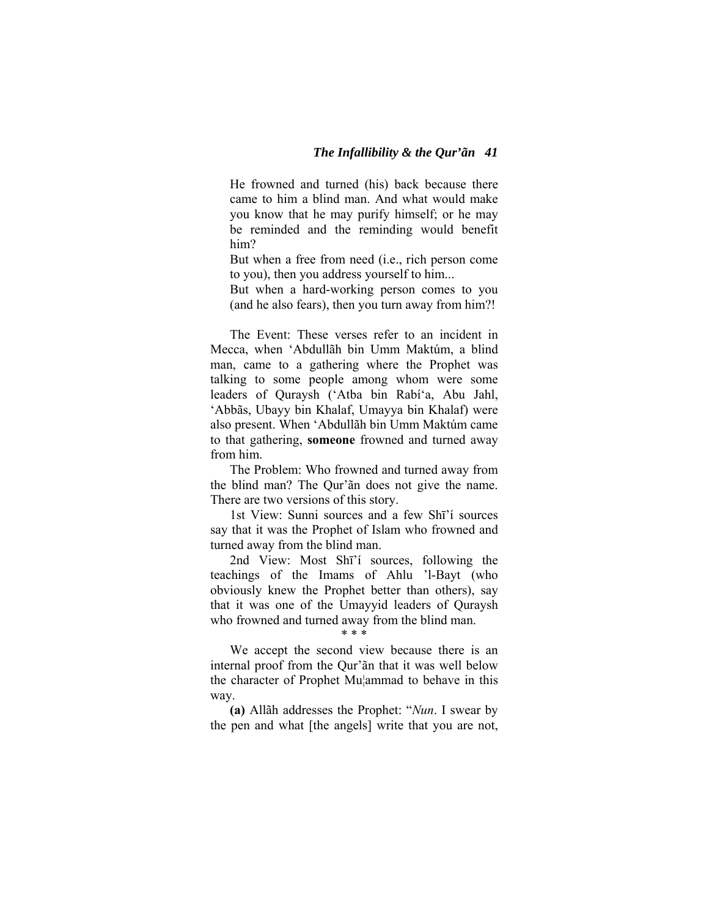> He frowned and turned (his) back because there came to him a blind man. And what would make you know that he may purify himself; or he may be reminded and the reminding would benefit him?
>
> But when a free from need (i.e., rich person come to you), then you address yourself to him...
>
> But when a hard-working person comes to you (and he also fears), then you turn away from him?!

The Event: These verses refer to an incident in Mecca, when ‘Abdullãh bin Umm Maktúm, a blind man, came to a gathering where the Prophet was talking to some people among whom were some leaders of Quraysh (‘Atba bin Rabí‘a, Abu Jahl, ‘Abbãs, Ubayy bin Khalaf, Umayya bin Khalaf) were also present. When ‘Abdullãh bin Umm Maktúm came to that gathering, **someone** frowned and turned away from him.

The Problem: Who frowned and turned away from the blind man? The Qur’ãn does not give the name. There are two versions of this story.

1st View: Sunni sources and a few Shī’í sources say that it was the Prophet of Islam who frowned and turned away from the blind man.

2nd View: Most Shī’í sources, following the teachings of the Imams of Ahlu ’l-Bayt (who obviously knew the Prophet better than others), say that it was one of the Umayyid leaders of Quraysh who frowned and turned away from the blind man.

\* \* \*

We accept the second view because there is an internal proof from the Qur’ãn that it was well below the character of Prophet Mu¦ammad to behave in this way.

**(a)** Allãh addresses the Prophet: “*Nun*. I swear by the pen and what [the angels] write that you are not,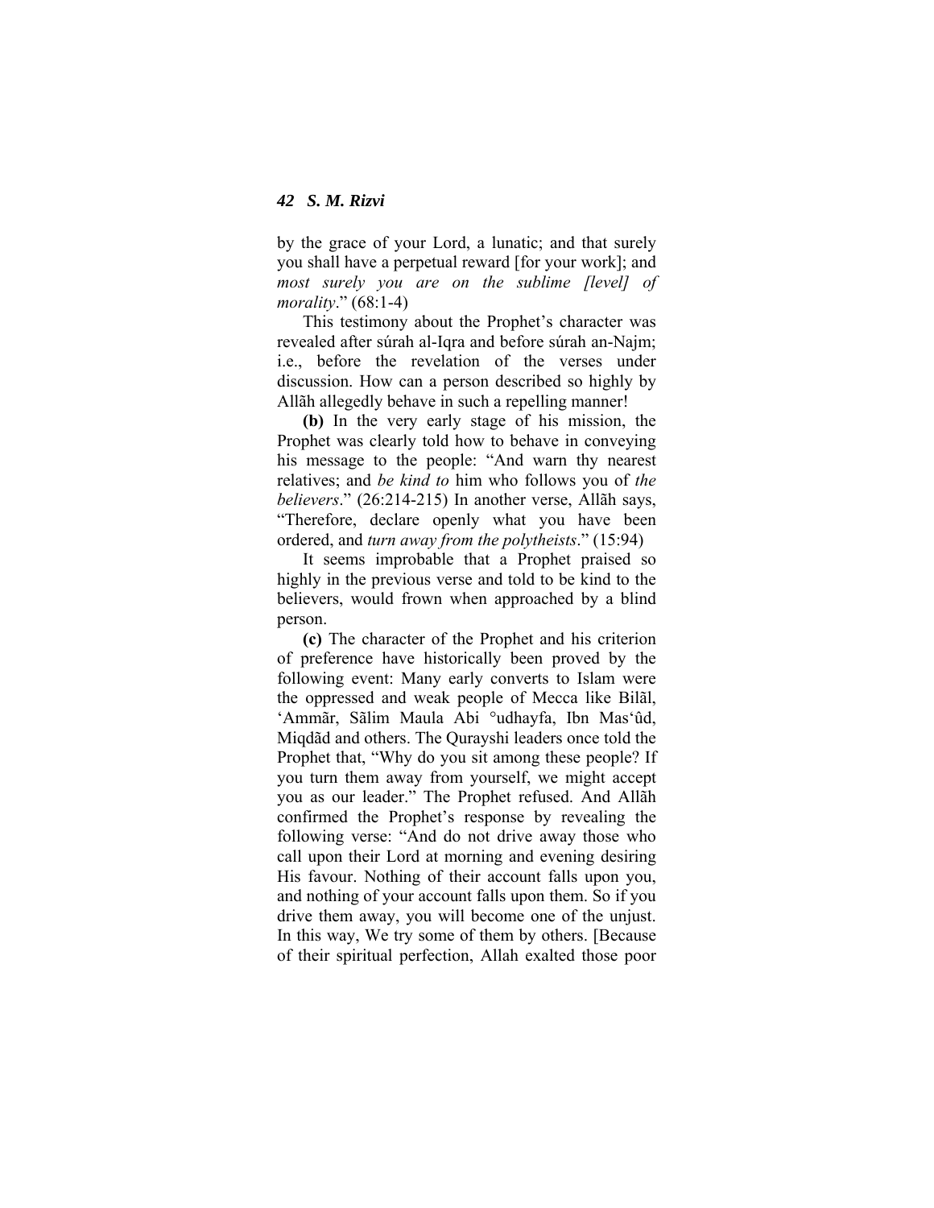by the grace of your Lord, a lunatic; and that surely you shall have a perpetual reward [for your work]; and *most surely you are on the sublime [level] of morality*." (68:1-4)

This testimony about the Prophet's character was revealed after súrah al-Iqra and before súrah an-Najm; i.e., before the revelation of the verses under discussion. How can a person described so highly by Allãh allegedly behave in such a repelling manner!

**(b)** In the very early stage of his mission, the Prophet was clearly told how to behave in conveying his message to the people: "And warn thy nearest relatives; and *be kind to* him who follows you of *the believers*." (26:214-215) In another verse, Allãh says, "Therefore, declare openly what you have been ordered, and *turn away from the polytheists*." (15:94)

It seems improbable that a Prophet praised so highly in the previous verse and told to be kind to the believers, would frown when approached by a blind person.

**(c)** The character of the Prophet and his criterion of preference have historically been proved by the following event: Many early converts to Islam were the oppressed and weak people of Mecca like Bilãl, 'Ammãr, Sãlim Maula Abi °udhayfa, Ibn Mas'ûd, Miqdãd and others. The Qurayshi leaders once told the Prophet that, "Why do you sit among these people? If you turn them away from yourself, we might accept you as our leader." The Prophet refused. And Allãh confirmed the Prophet's response by revealing the following verse: "And do not drive away those who call upon their Lord at morning and evening desiring His favour. Nothing of their account falls upon you, and nothing of your account falls upon them. So if you drive them away, you will become one of the unjust. In this way, We try some of them by others. [Because of their spiritual perfection, Allah exalted those poor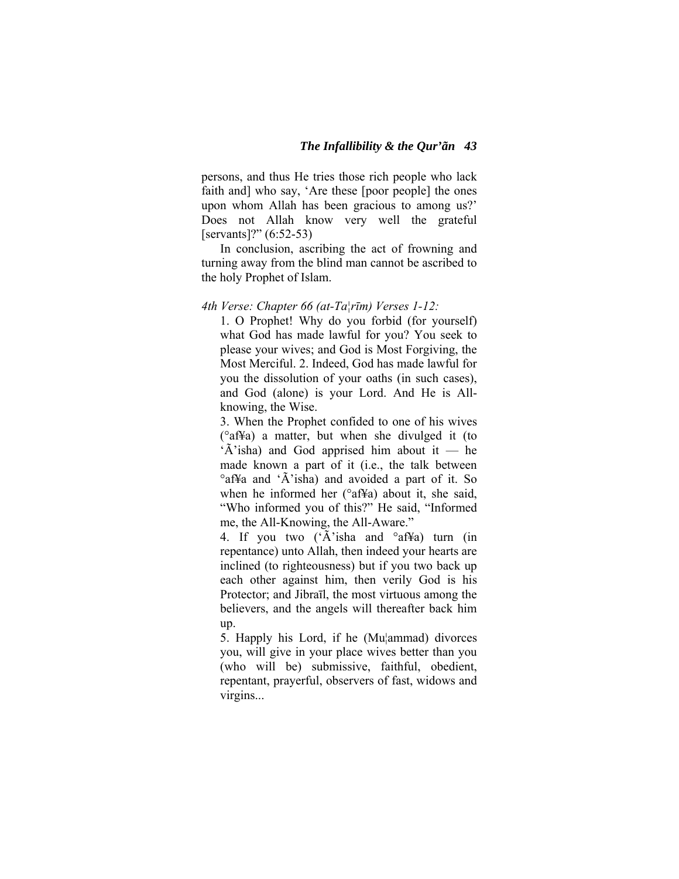persons, and thus He tries those rich people who lack faith and] who say, 'Are these [poor people] the ones upon whom Allah has been gracious to among us?' Does not Allah know very well the grateful [servants]?" (6:52-53)

In conclusion, ascribing the act of frowning and turning away from the blind man cannot be ascribed to the holy Prophet of Islam.

*4th Verse: Chapter 66 (at-Ta¦rīm) Verses 1-12:*

> 1. O Prophet! Why do you forbid (for yourself) what God has made lawful for you? You seek to please your wives; and God is Most Forgiving, the Most Merciful. 2. Indeed, God has made lawful for you the dissolution of your oaths (in such cases), and God (alone) is your Lord. And He is All-knowing, the Wise.
>
> 3. When the Prophet confided to one of his wives (°af¥a) a matter, but when she divulged it (to 'Ã'isha) and God apprised him about it — he made known a part of it (i.e., the talk between °af¥a and 'Ã'isha) and avoided a part of it. So when he informed her (°af¥a) about it, she said, "Who informed you of this?" He said, "Informed me, the All-Knowing, the All-Aware."
>
> 4. If you two ('Ã'isha and °af¥a) turn (in repentance) unto Allah, then indeed your hearts are inclined (to righteousness) but if you two back up each other against him, then verily God is his Protector; and Jibraīl, the most virtuous among the believers, and the angels will thereafter back him up.
>
> 5. Happly his Lord, if he (Mu¦ammad) divorces you, will give in your place wives better than you (who will be) submissive, faithful, obedient, repentant, prayerful, observers of fast, widows and virgins...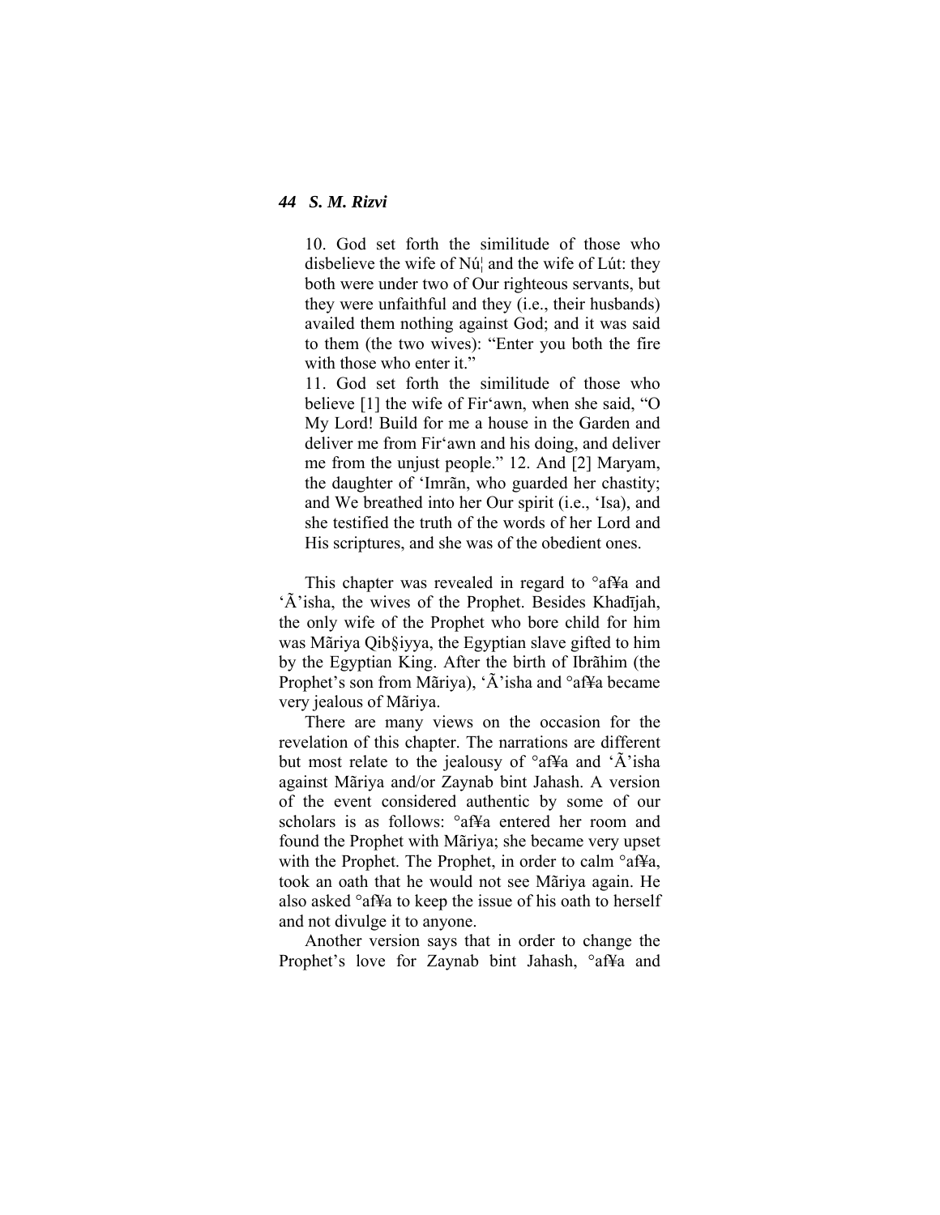10. God set forth the similitude of those who disbelieve the wife of Nú¦ and the wife of Lút: they both were under two of Our righteous servants, but they were unfaithful and they (i.e., their husbands) availed them nothing against God; and it was said to them (the two wives): "Enter you both the fire with those who enter it."

11. God set forth the similitude of those who believe [1] the wife of Fir'awn, when she said, "O My Lord! Build for me a house in the Garden and deliver me from Fir'awn and his doing, and deliver me from the unjust people." 12. And [2] Maryam, the daughter of 'Imrãn, who guarded her chastity; and We breathed into her Our spirit (i.e., 'Isa), and she testified the truth of the words of her Lord and His scriptures, and she was of the obedient ones.

This chapter was revealed in regard to °af¥a and 'Ã'isha, the wives of the Prophet. Besides Khadījah, the only wife of the Prophet who bore child for him was Mãriya Qib§iyya, the Egyptian slave gifted to him by the Egyptian King. After the birth of Ibrãhim (the Prophet's son from Mãriya), 'Ã'isha and °af¥a became very jealous of Mãriya.

There are many views on the occasion for the revelation of this chapter. The narrations are different but most relate to the jealousy of °af¥a and 'Ã'isha against Mãriya and/or Zaynab bint Jahash. A version of the event considered authentic by some of our scholars is as follows: °af¥a entered her room and found the Prophet with Mãriya; she became very upset with the Prophet. The Prophet, in order to calm °af¥a, took an oath that he would not see Mãriya again. He also asked °af¥a to keep the issue of his oath to herself and not divulge it to anyone.

Another version says that in order to change the Prophet's love for Zaynab bint Jahash, °af¥a and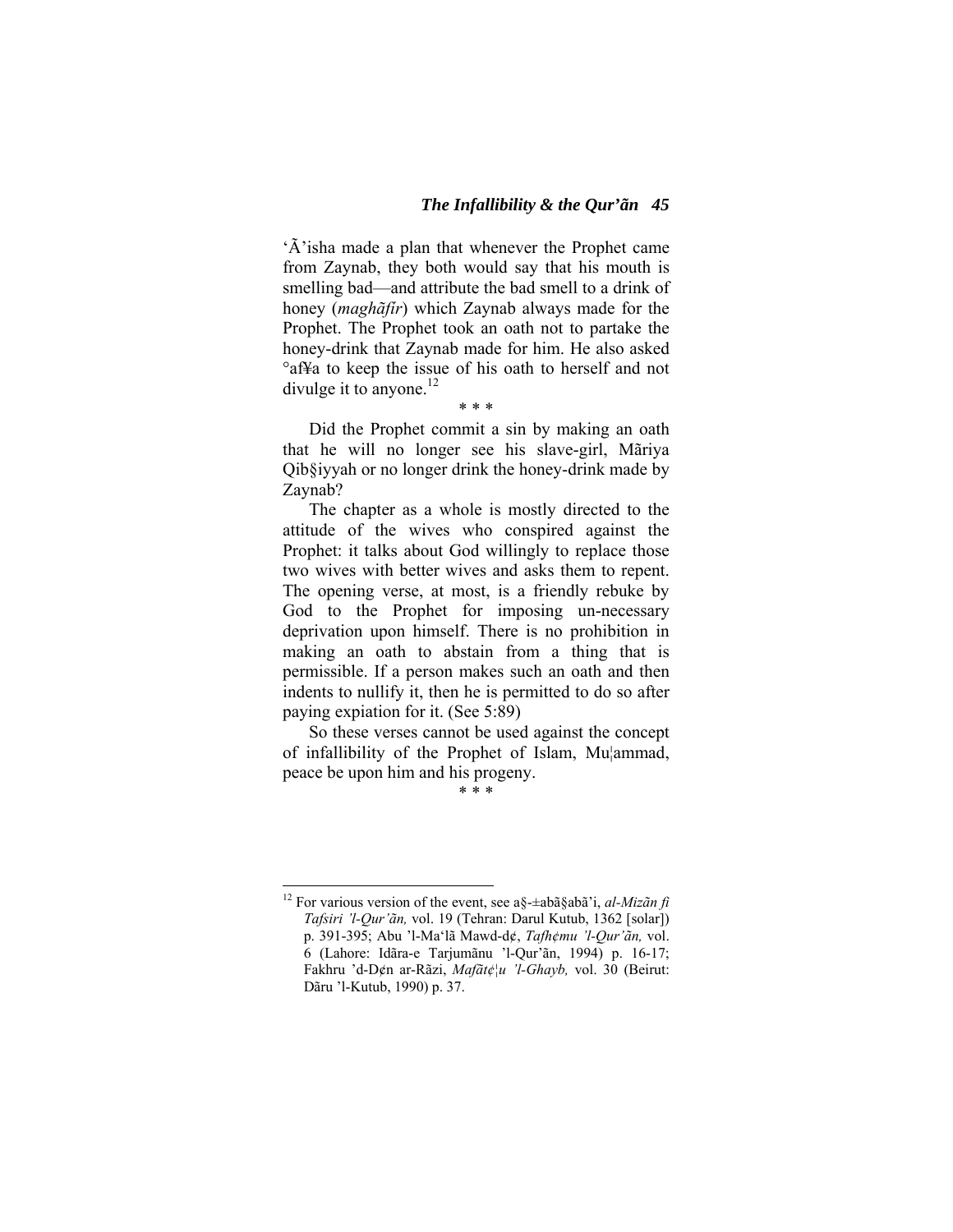'Ã'isha made a plan that whenever the Prophet came from Zaynab, they both would say that his mouth is smelling bad—and attribute the bad smell to a drink of honey (*maghãfír*) which Zaynab always made for the Prophet. The Prophet took an oath not to partake the honey-drink that Zaynab made for him. He also asked °af¥a to keep the issue of his oath to herself and not divulge it to anyone.[12]

\* \* \*

Did the Prophet commit a sin by making an oath that he will no longer see his slave-girl, Mãriya Qib§iyyah or no longer drink the honey-drink made by Zaynab?

The chapter as a whole is mostly directed to the attitude of the wives who conspired against the Prophet: it talks about God willingly to replace those two wives with better wives and asks them to repent. The opening verse, at most, is a friendly rebuke by God to the Prophet for imposing un-necessary deprivation upon himself. There is no prohibition in making an oath to abstain from a thing that is permissible. If a person makes such an oath and then indents to nullify it, then he is permitted to do so after paying expiation for it. (See 5:89)

So these verses cannot be used against the concept of infallibility of the Prophet of Islam, Mu¦ammad, peace be upon him and his progeny.

\* \* \*

---

[12] For various version of the event, see a§-±abã§abã'i, *al-Mizãn fi Tafsiri 'l-Qur'ãn,* vol. 19 (Tehran: Darul Kutub, 1362 [solar]) p. 391-395; Abu 'l-Ma'lã Mawd-d¢, *Tafh¢mu 'l-Qur'ãn,* vol. 6 (Lahore: Idãra-e Tarjumãnu 'l-Qur'ãn, 1994) p. 16-17; Fakhru 'd-D¢n ar-Rãzi, *Mafãt¢¦u 'l-Ghayb,* vol. 30 (Beirut: Dãru 'l-Kutub, 1990) p. 37.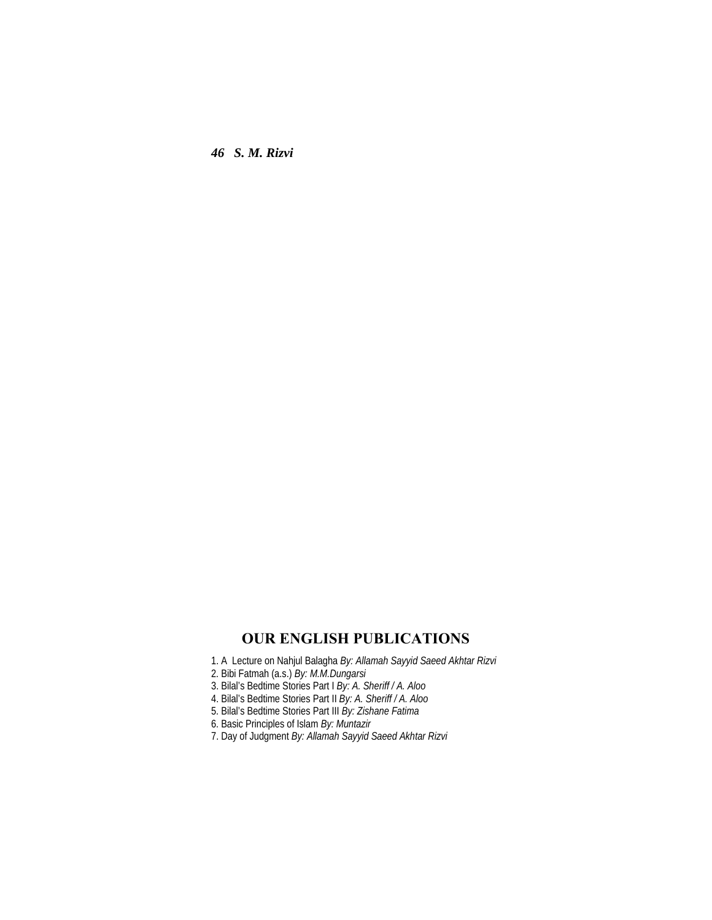## OUR ENGLISH PUBLICATIONS

1. A Lecture on Nahjul Balagha *By: Allamah Sayyid Saeed Akhtar Rizvi*
2. Bibi Fatmah (a.s.) *By: M.M.Dungarsi*
3. Bilal's Bedtime Stories Part I *By: A. Sheriff / A. Aloo*
4. Bilal's Bedtime Stories Part II *By: A. Sheriff / A. Aloo*
5. Bilal's Bedtime Stories Part III *By: Zishane Fatima*
6. Basic Principles of Islam *By: Muntazir*
7. Day of Judgment *By: Allamah Sayyid Saeed Akhtar Rizvi*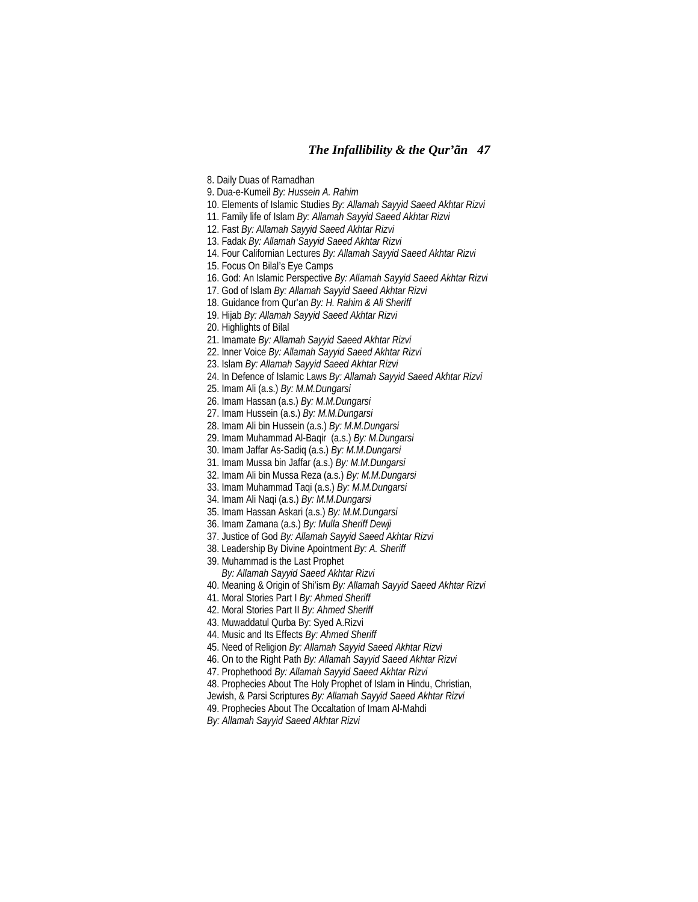8. Daily Duas of Ramadhan
9. Dua-e-Kumeil *By: Hussein A. Rahim*
10. Elements of Islamic Studies *By: Allamah Sayyid Saeed Akhtar Rizvi*
11. Family life of Islam *By: Allamah Sayyid Saeed Akhtar Rizvi*
12. Fast *By: Allamah Sayyid Saeed Akhtar Rizvi*
13. Fadak *By: Allamah Sayyid Saeed Akhtar Rizvi*
14. Four Californian Lectures *By: Allamah Sayyid Saeed Akhtar Rizvi*
15. Focus On Bilal's Eye Camps
16. God: An Islamic Perspective *By: Allamah Sayyid Saeed Akhtar Rizvi*
17. God of Islam *By: Allamah Sayyid Saeed Akhtar Rizvi*
18. Guidance from Qur'an *By: H. Rahim & Ali Sheriff*
19. Hijab *By: Allamah Sayyid Saeed Akhtar Rizvi*
20. Highlights of Bilal
21. Imamate *By: Allamah Sayyid Saeed Akhtar Rizvi*
22. Inner Voice *By: Allamah Sayyid Saeed Akhtar Rizvi*
23. Islam *By: Allamah Sayyid Saeed Akhtar Rizvi*
24. In Defence of Islamic Laws *By: Allamah Sayyid Saeed Akhtar Rizvi*
25. Imam Ali (a.s.) *By: M.M.Dungarsi*
26. Imam Hassan (a.s.) *By: M.M.Dungarsi*
27. Imam Hussein (a.s.) *By: M.M.Dungarsi*
28. Imam Ali bin Hussein (a.s.) *By: M.M.Dungarsi*
29. Imam Muhammad Al-Baqir (a.s.) *By: M.Dungarsi*
30. Imam Jaffar As-Sadiq (a.s.) *By: M.M.Dungarsi*
31. Imam Mussa bin Jaffar (a.s.) *By: M.M.Dungarsi*
32. Imam Ali bin Mussa Reza (a.s.) *By: M.M.Dungarsi*
33. Imam Muhammad Taqi (a.s.) *By: M.M.Dungarsi*
34. Imam Ali Naqi (a.s.) *By: M.M.Dungarsi*
35. Imam Hassan Askari (a.s.) *By: M.M.Dungarsi*
36. Imam Zamana (a.s.) *By: Mulla Sheriff Dewji*
37. Justice of God *By: Allamah Sayyid Saeed Akhtar Rizvi*
38. Leadership By Divine Apointment *By: A. Sheriff*
39. Muhammad is the Last Prophet
*By: Allamah Sayyid Saeed Akhtar Rizvi*
40. Meaning & Origin of Shi'ism *By: Allamah Sayyid Saeed Akhtar Rizvi*
41. Moral Stories Part I *By: Ahmed Sheriff*
42. Moral Stories Part II *By: Ahmed Sheriff*
43. Muwaddatul Qurba By: Syed A.Rizvi
44. Music and Its Effects *By: Ahmed Sheriff*
45. Need of Religion *By: Allamah Sayyid Saeed Akhtar Rizvi*
46. On to the Right Path *By: Allamah Sayyid Saeed Akhtar Rizvi*
47. Prophethood *By: Allamah Sayyid Saeed Akhtar Rizvi*
48. Prophecies About The Holy Prophet of Islam in Hindu, Christian, Jewish, & Parsi Scriptures *By: Allamah Sayyid Saeed Akhtar Rizvi*
49. Prophecies About The Occaltation of Imam Al-Mahdi
*By: Allamah Sayyid Saeed Akhtar Rizvi*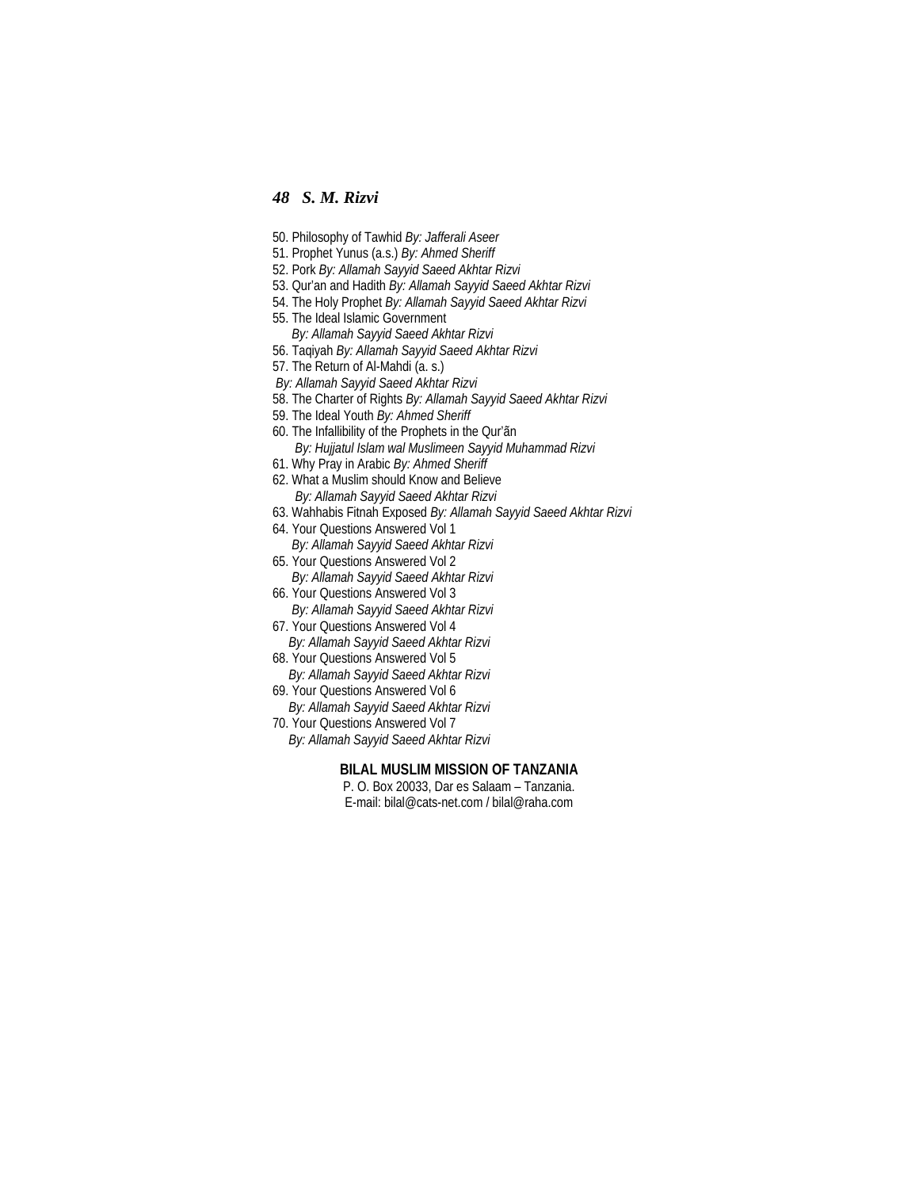50. Philosophy of Tawhid *By: Jafferali Aseer*
51. Prophet Yunus (a.s.) *By: Ahmed Sheriff*
52. Pork *By: Allamah Sayyid Saeed Akhtar Rizvi*
53. Qur'an and Hadith *By: Allamah Sayyid Saeed Akhtar Rizvi*
54. The Holy Prophet *By: Allamah Sayyid Saeed Akhtar Rizvi*
55. The Ideal Islamic Government
    *By: Allamah Sayyid Saeed Akhtar Rizvi*
56. Taqiyah *By: Allamah Sayyid Saeed Akhtar Rizvi*
57. The Return of Al-Mahdi (a. s.)
    *By: Allamah Sayyid Saeed Akhtar Rizvi*
58. The Charter of Rights *By: Allamah Sayyid Saeed Akhtar Rizvi*
59. The Ideal Youth *By: Ahmed Sheriff*
60. The Infallibility of the Prophets in the Qur'ãn
    *By: Hujjatul Islam wal Muslimeen Sayyid Muhammad Rizvi*
61. Why Pray in Arabic *By: Ahmed Sheriff*
62. What a Muslim should Know and Believe
    *By: Allamah Sayyid Saeed Akhtar Rizvi*
63. Wahhabis Fitnah Exposed *By: Allamah Sayyid Saeed Akhtar Rizvi*
64. Your Questions Answered Vol 1
    *By: Allamah Sayyid Saeed Akhtar Rizvi*
65. Your Questions Answered Vol 2
    *By: Allamah Sayyid Saeed Akhtar Rizvi*
66. Your Questions Answered Vol 3
    *By: Allamah Sayyid Saeed Akhtar Rizvi*
67. Your Questions Answered Vol 4
    *By: Allamah Sayyid Saeed Akhtar Rizvi*
68. Your Questions Answered Vol 5
    *By: Allamah Sayyid Saeed Akhtar Rizvi*
69. Your Questions Answered Vol 6
    *By: Allamah Sayyid Saeed Akhtar Rizvi*
70. Your Questions Answered Vol 7
    *By: Allamah Sayyid Saeed Akhtar Rizvi*

**BILAL MUSLIM MISSION OF TANZANIA**

P. O. Box 20033, Dar es Salaam – Tanzania.
E-mail: bilal@cats-net.com / bilal@raha.com